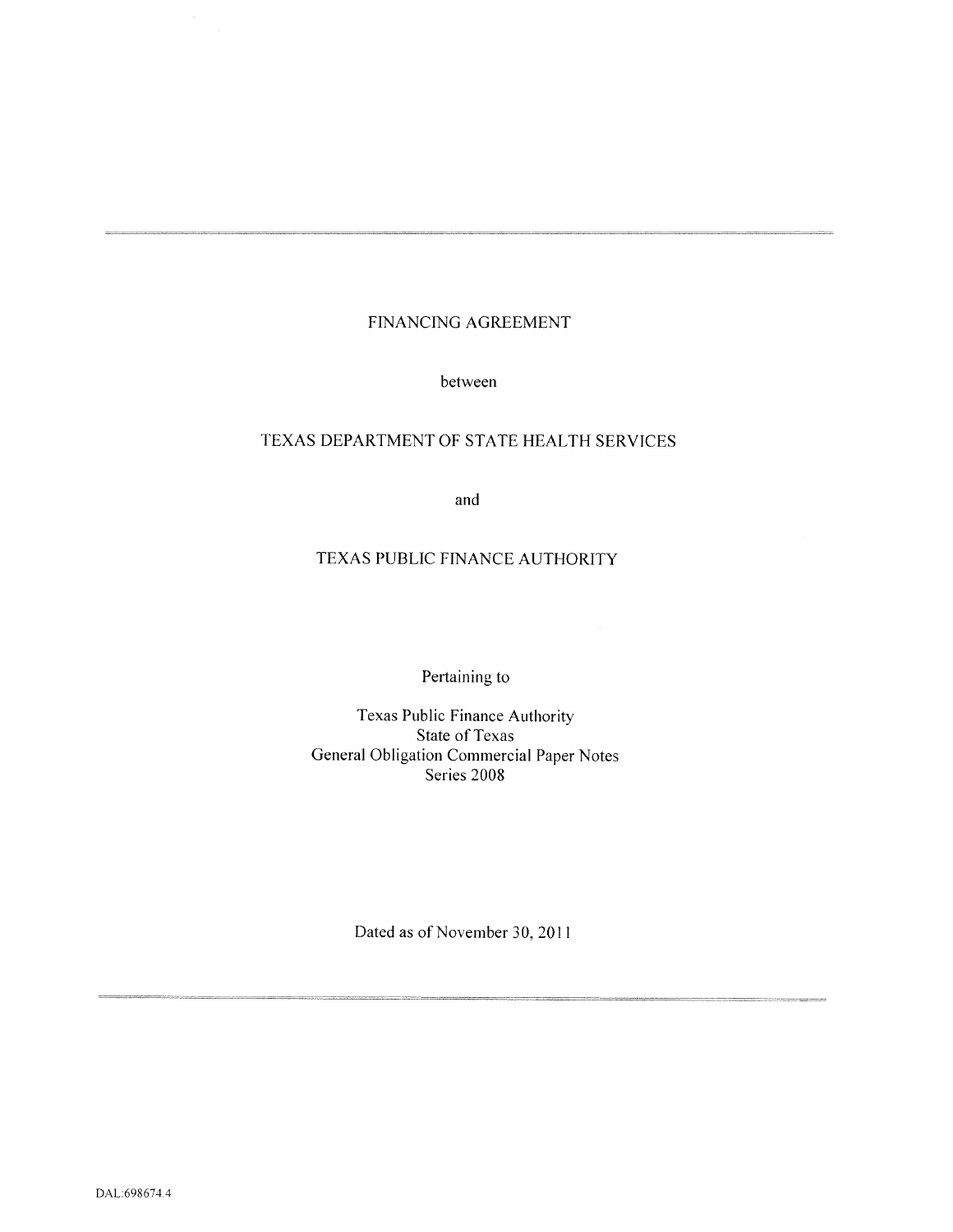---

# FINANCING AGREEMENT

between

TEXAS DEPARTMENT OF STATE HEALTH SERVICES

and

TEXAS PUBLIC FINANCE AUTHORITY

Pertaining to

Texas Public Finance Authority
State of Texas
General Obligation Commercial Paper Notes
Series 2008

Dated as of November 30, 2011

---

DAL:698674.4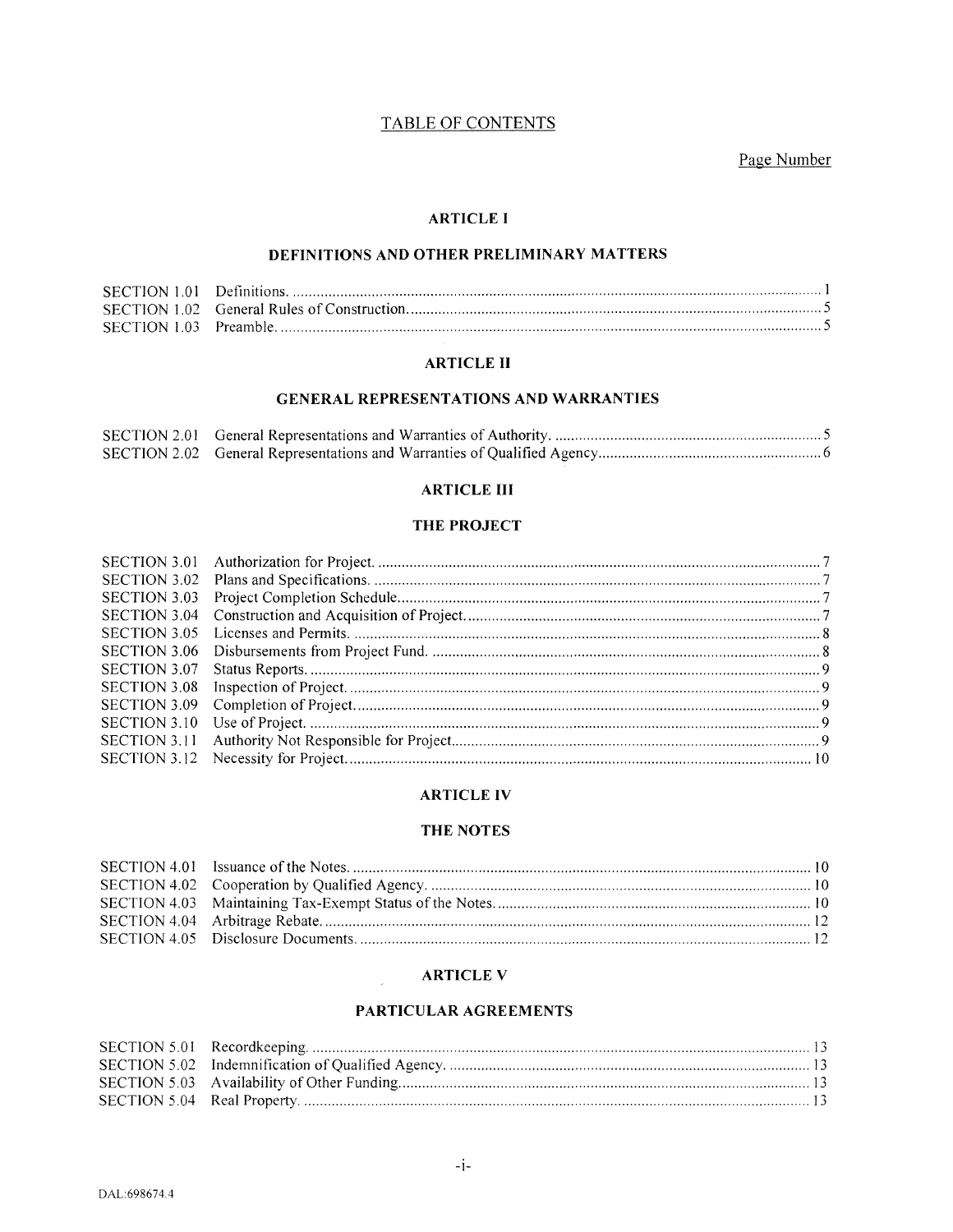# TABLE OF CONTENTS

Page Number

## ARTICLE I

## DEFINITIONS AND OTHER PRELIMINARY MATTERS

| | | |
|---|---|---|
| SECTION 1.01 | Definitions. | 1 |
| SECTION 1.02 | General Rules of Construction. | 5 |
| SECTION 1.03 | Preamble. | 5 |

## ARTICLE II

## GENERAL REPRESENTATIONS AND WARRANTIES

| | | |
|---|---|---|
| SECTION 2.01 | General Representations and Warranties of Authority. | 5 |
| SECTION 2.02 | General Representations and Warranties of Qualified Agency | 6 |

## ARTICLE III

## THE PROJECT

| | | |
|---|---|---|
| SECTION 3.01 | Authorization for Project. | 7 |
| SECTION 3.02 | Plans and Specifications. | 7 |
| SECTION 3.03 | Project Completion Schedule | 7 |
| SECTION 3.04 | Construction and Acquisition of Project. | 7 |
| SECTION 3.05 | Licenses and Permits. | 8 |
| SECTION 3.06 | Disbursements from Project Fund. | 8 |
| SECTION 3.07 | Status Reports. | 9 |
| SECTION 3.08 | Inspection of Project. | 9 |
| SECTION 3.09 | Completion of Project. | 9 |
| SECTION 3.10 | Use of Project. | 9 |
| SECTION 3.11 | Authority Not Responsible for Project. | 9 |
| SECTION 3.12 | Necessity for Project. | 10 |

## ARTICLE IV

## THE NOTES

| | | |
|---|---|---|
| SECTION 4.01 | Issuance of the Notes. | 10 |
| SECTION 4.02 | Cooperation by Qualified Agency. | 10 |
| SECTION 4.03 | Maintaining Tax-Exempt Status of the Notes. | 10 |
| SECTION 4.04 | Arbitrage Rebate. | 12 |
| SECTION 4.05 | Disclosure Documents. | 12 |

## ARTICLE V

## PARTICULAR AGREEMENTS

| | | |
|---|---|---|
| SECTION 5.01 | Recordkeeping. | 13 |
| SECTION 5.02 | Indemnification of Qualified Agency. | 13 |
| SECTION 5.03 | Availability of Other Funding. | 13 |
| SECTION 5.04 | Real Property. | 13 |

DAL:698674.4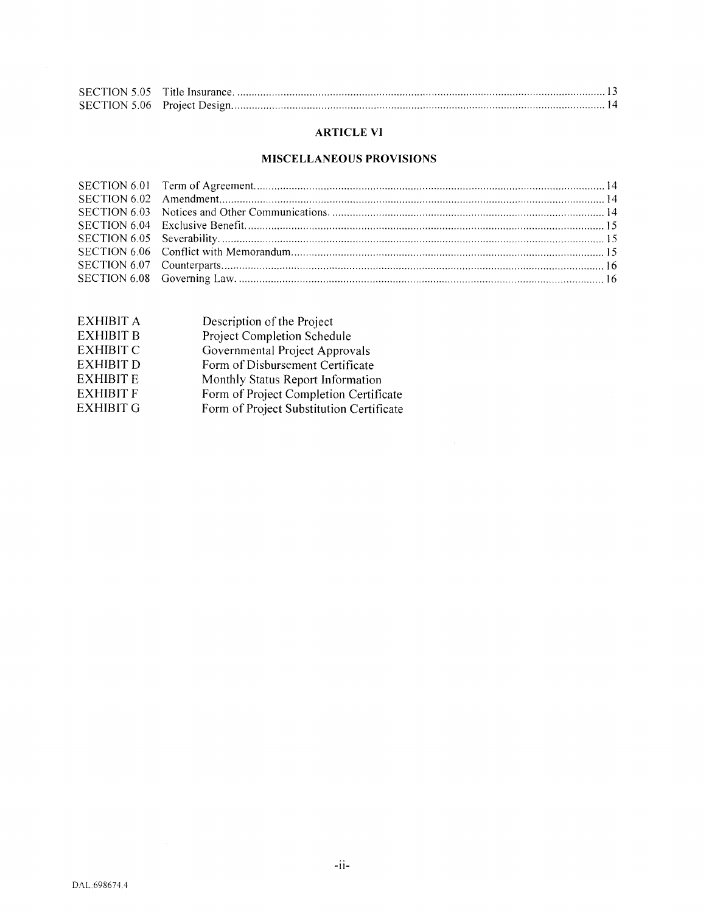| | | |
|---|---|---|
| SECTION 5.05 | Title Insurance. | 13 |
| SECTION 5.06 | Project Design. | 14 |

## ARTICLE VI

## MISCELLANEOUS PROVISIONS

| | | |
|---|---|---|
| SECTION 6.01 | Term of Agreement. | 14 |
| SECTION 6.02 | Amendment. | 14 |
| SECTION 6.03 | Notices and Other Communications. | 14 |
| SECTION 6.04 | Exclusive Benefit. | 15 |
| SECTION 6.05 | Severability. | 15 |
| SECTION 6.06 | Conflict with Memorandum. | 15 |
| SECTION 6.07 | Counterparts. | 16 |
| SECTION 6.08 | Governing Law. | 16 |

| | |
|---|---|
| EXHIBIT A | Description of the Project |
| EXHIBIT B | Project Completion Schedule |
| EXHIBIT C | Governmental Project Approvals |
| EXHIBIT D | Form of Disbursement Certificate |
| EXHIBIT E | Monthly Status Report Information |
| EXHIBIT F | Form of Project Completion Certificate |
| EXHIBIT G | Form of Project Substitution Certificate |

DAL:698674.4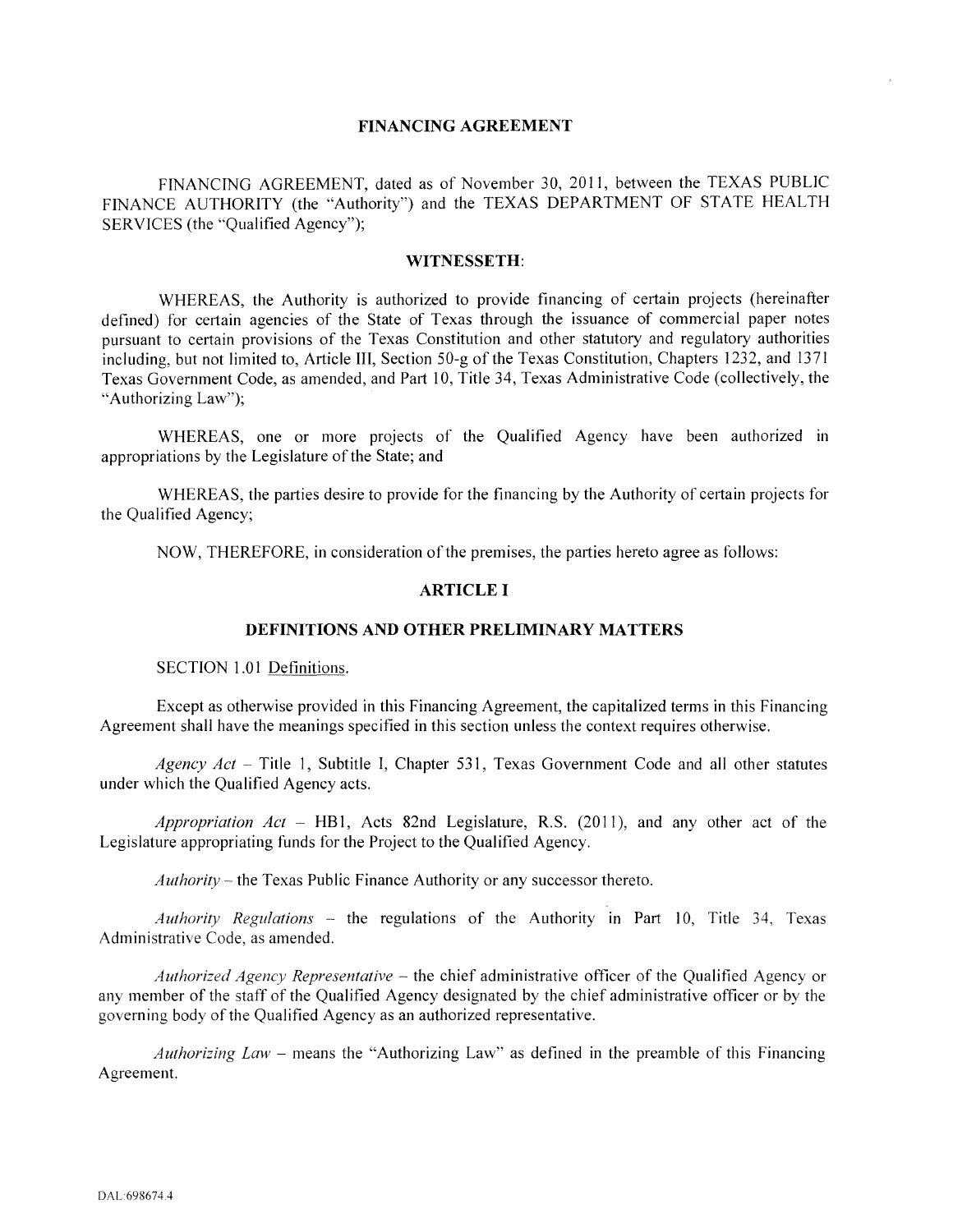# FINANCING AGREEMENT

FINANCING AGREEMENT, dated as of November 30, 2011, between the TEXAS PUBLIC FINANCE AUTHORITY (the "Authority") and the TEXAS DEPARTMENT OF STATE HEALTH SERVICES (the "Qualified Agency");

## WITNESSETH:

WHEREAS, the Authority is authorized to provide financing of certain projects (hereinafter defined) for certain agencies of the State of Texas through the issuance of commercial paper notes pursuant to certain provisions of the Texas Constitution and other statutory and regulatory authorities including, but not limited to, Article III, Section 50-g of the Texas Constitution, Chapters 1232, and 1371 Texas Government Code, as amended, and Part 10, Title 34, Texas Administrative Code (collectively, the "Authorizing Law");

WHEREAS, one or more projects of the Qualified Agency have been authorized in appropriations by the Legislature of the State; and

WHEREAS, the parties desire to provide for the financing by the Authority of certain projects for the Qualified Agency;

NOW, THEREFORE, in consideration of the premises, the parties hereto agree as follows:

## ARTICLE I

## DEFINITIONS AND OTHER PRELIMINARY MATTERS

SECTION 1.01 Definitions.

Except as otherwise provided in this Financing Agreement, the capitalized terms in this Financing Agreement shall have the meanings specified in this section unless the context requires otherwise.

*Agency Act* – Title 1, Subtitle I, Chapter 531, Texas Government Code and all other statutes under which the Qualified Agency acts.

*Appropriation Act* – HB1, Acts 82nd Legislature, R.S. (2011), and any other act of the Legislature appropriating funds for the Project to the Qualified Agency.

*Authority* – the Texas Public Finance Authority or any successor thereto.

*Authority Regulations* – the regulations of the Authority in Part 10, Title 34, Texas Administrative Code, as amended.

*Authorized Agency Representative* – the chief administrative officer of the Qualified Agency or any member of the staff of the Qualified Agency designated by the chief administrative officer or by the governing body of the Qualified Agency as an authorized representative.

*Authorizing Law* – means the "Authorizing Law" as defined in the preamble of this Financing Agreement.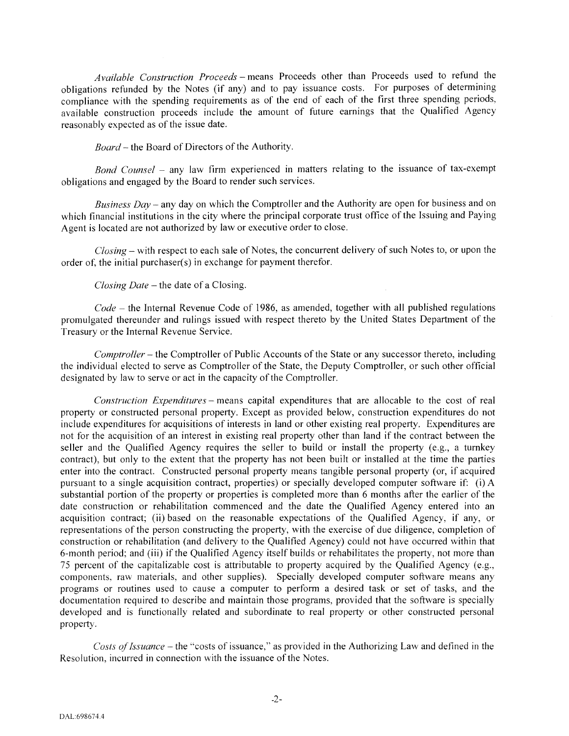*Available Construction Proceeds* – means Proceeds other than Proceeds used to refund the obligations refunded by the Notes (if any) and to pay issuance costs. For purposes of determining compliance with the spending requirements as of the end of each of the first three spending periods, available construction proceeds include the amount of future earnings that the Qualified Agency reasonably expected as of the issue date.

*Board* – the Board of Directors of the Authority.

*Bond Counsel* – any law firm experienced in matters relating to the issuance of tax-exempt obligations and engaged by the Board to render such services.

*Business Day* – any day on which the Comptroller and the Authority are open for business and on which financial institutions in the city where the principal corporate trust office of the Issuing and Paying Agent is located are not authorized by law or executive order to close.

*Closing* – with respect to each sale of Notes, the concurrent delivery of such Notes to, or upon the order of, the initial purchaser(s) in exchange for payment therefor.

*Closing Date* – the date of a Closing.

*Code* – the Internal Revenue Code of 1986, as amended, together with all published regulations promulgated thereunder and rulings issued with respect thereto by the United States Department of the Treasury or the Internal Revenue Service.

*Comptroller* – the Comptroller of Public Accounts of the State or any successor thereto, including the individual elected to serve as Comptroller of the State, the Deputy Comptroller, or such other official designated by law to serve or act in the capacity of the Comptroller.

*Construction Expenditures* – means capital expenditures that are allocable to the cost of real property or constructed personal property. Except as provided below, construction expenditures do not include expenditures for acquisitions of interests in land or other existing real property. Expenditures are not for the acquisition of an interest in existing real property other than land if the contract between the seller and the Qualified Agency requires the seller to build or install the property (e.g., a turnkey contract), but only to the extent that the property has not been built or installed at the time the parties enter into the contract. Constructed personal property means tangible personal property (or, if acquired pursuant to a single acquisition contract, properties) or specially developed computer software if: (i) A substantial portion of the property or properties is completed more than 6 months after the earlier of the date construction or rehabilitation commenced and the date the Qualified Agency entered into an acquisition contract; (ii) based on the reasonable expectations of the Qualified Agency, if any, or representations of the person constructing the property, with the exercise of due diligence, completion of construction or rehabilitation (and delivery to the Qualified Agency) could not have occurred within that 6-month period; and (iii) if the Qualified Agency itself builds or rehabilitates the property, not more than 75 percent of the capitalizable cost is attributable to property acquired by the Qualified Agency (e.g., components, raw materials, and other supplies). Specially developed computer software means any programs or routines used to cause a computer to perform a desired task or set of tasks, and the documentation required to describe and maintain those programs, provided that the software is specially developed and is functionally related and subordinate to real property or other constructed personal property.

*Costs of Issuance* – the "costs of issuance," as provided in the Authorizing Law and defined in the Resolution, incurred in connection with the issuance of the Notes.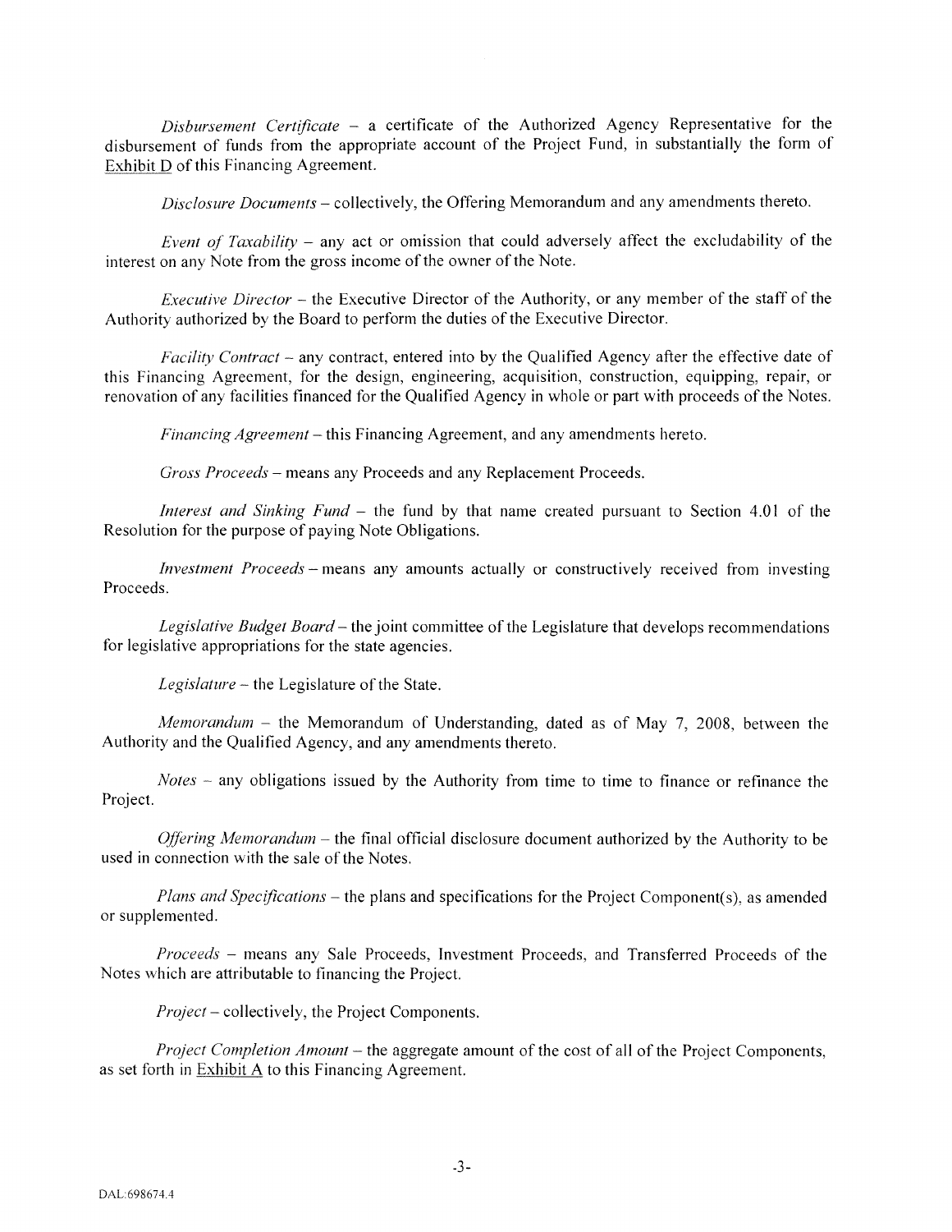*Disbursement Certificate* – a certificate of the Authorized Agency Representative for the disbursement of funds from the appropriate account of the Project Fund, in substantially the form of Exhibit D of this Financing Agreement.

*Disclosure Documents* – collectively, the Offering Memorandum and any amendments thereto.

*Event of Taxability* – any act or omission that could adversely affect the excludability of the interest on any Note from the gross income of the owner of the Note.

*Executive Director* – the Executive Director of the Authority, or any member of the staff of the Authority authorized by the Board to perform the duties of the Executive Director.

*Facility Contract* – any contract, entered into by the Qualified Agency after the effective date of this Financing Agreement, for the design, engineering, acquisition, construction, equipping, repair, or renovation of any facilities financed for the Qualified Agency in whole or part with proceeds of the Notes.

*Financing Agreement* – this Financing Agreement, and any amendments hereto.

*Gross Proceeds* – means any Proceeds and any Replacement Proceeds.

*Interest and Sinking Fund* – the fund by that name created pursuant to Section 4.01 of the Resolution for the purpose of paying Note Obligations.

*Investment Proceeds* – means any amounts actually or constructively received from investing Proceeds.

*Legislative Budget Board* – the joint committee of the Legislature that develops recommendations for legislative appropriations for the state agencies.

*Legislature* – the Legislature of the State.

*Memorandum* – the Memorandum of Understanding, dated as of May 7, 2008, between the Authority and the Qualified Agency, and any amendments thereto.

*Notes* – any obligations issued by the Authority from time to time to finance or refinance the Project.

*Offering Memorandum* – the final official disclosure document authorized by the Authority to be used in connection with the sale of the Notes.

*Plans and Specifications* – the plans and specifications for the Project Component(s), as amended or supplemented.

*Proceeds* – means any Sale Proceeds, Investment Proceeds, and Transferred Proceeds of the Notes which are attributable to financing the Project.

*Project* – collectively, the Project Components.

*Project Completion Amount* – the aggregate amount of the cost of all of the Project Components, as set forth in Exhibit A to this Financing Agreement.

DAL:698674.4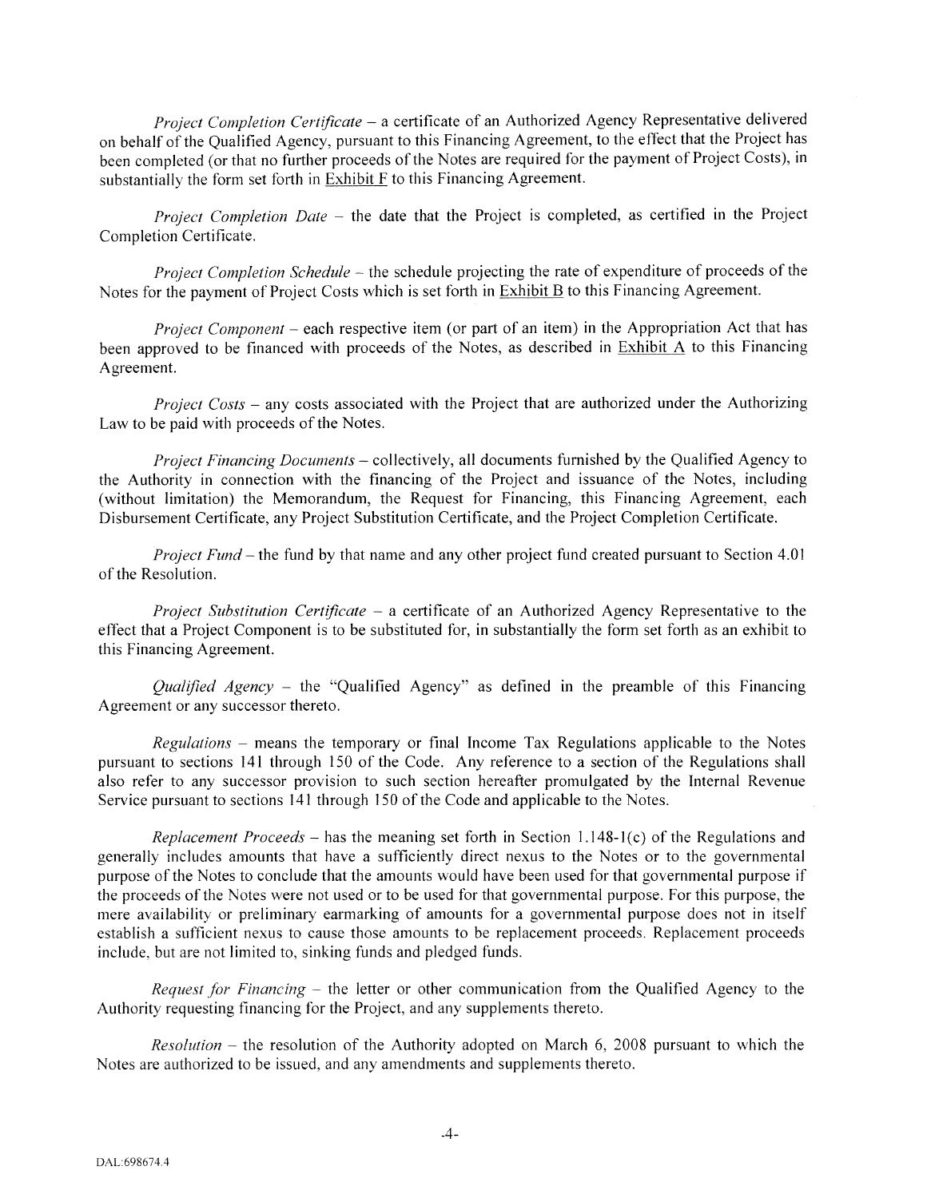*Project Completion Certificate* – a certificate of an Authorized Agency Representative delivered on behalf of the Qualified Agency, pursuant to this Financing Agreement, to the effect that the Project has been completed (or that no further proceeds of the Notes are required for the payment of Project Costs), in substantially the form set forth in Exhibit F to this Financing Agreement.

*Project Completion Date* – the date that the Project is completed, as certified in the Project Completion Certificate.

*Project Completion Schedule* – the schedule projecting the rate of expenditure of proceeds of the Notes for the payment of Project Costs which is set forth in Exhibit B to this Financing Agreement.

*Project Component* – each respective item (or part of an item) in the Appropriation Act that has been approved to be financed with proceeds of the Notes, as described in Exhibit A to this Financing Agreement.

*Project Costs* – any costs associated with the Project that are authorized under the Authorizing Law to be paid with proceeds of the Notes.

*Project Financing Documents* – collectively, all documents furnished by the Qualified Agency to the Authority in connection with the financing of the Project and issuance of the Notes, including (without limitation) the Memorandum, the Request for Financing, this Financing Agreement, each Disbursement Certificate, any Project Substitution Certificate, and the Project Completion Certificate.

*Project Fund* – the fund by that name and any other project fund created pursuant to Section 4.01 of the Resolution.

*Project Substitution Certificate* – a certificate of an Authorized Agency Representative to the effect that a Project Component is to be substituted for, in substantially the form set forth as an exhibit to this Financing Agreement.

*Qualified Agency* – the "Qualified Agency" as defined in the preamble of this Financing Agreement or any successor thereto.

*Regulations* – means the temporary or final Income Tax Regulations applicable to the Notes pursuant to sections 141 through 150 of the Code. Any reference to a section of the Regulations shall also refer to any successor provision to such section hereafter promulgated by the Internal Revenue Service pursuant to sections 141 through 150 of the Code and applicable to the Notes.

*Replacement Proceeds* – has the meaning set forth in Section 1.148-1(c) of the Regulations and generally includes amounts that have a sufficiently direct nexus to the Notes or to the governmental purpose of the Notes to conclude that the amounts would have been used for that governmental purpose if the proceeds of the Notes were not used or to be used for that governmental purpose. For this purpose, the mere availability or preliminary earmarking of amounts for a governmental purpose does not in itself establish a sufficient nexus to cause those amounts to be replacement proceeds. Replacement proceeds include, but are not limited to, sinking funds and pledged funds.

*Request for Financing* – the letter or other communication from the Qualified Agency to the Authority requesting financing for the Project, and any supplements thereto.

*Resolution* – the resolution of the Authority adopted on March 6, 2008 pursuant to which the Notes are authorized to be issued, and any amendments and supplements thereto.

DAL:698674.4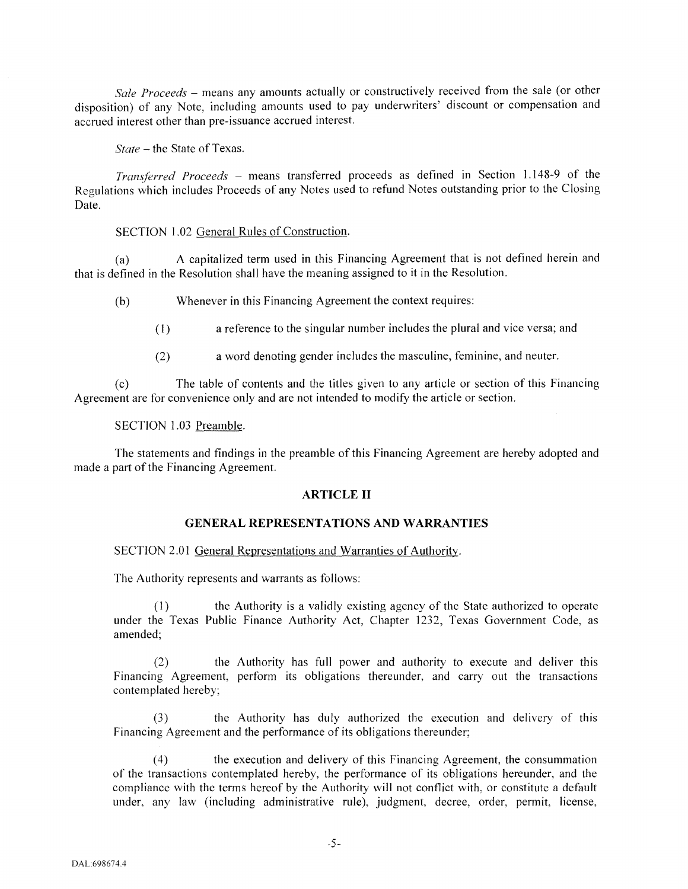*Sale Proceeds* – means any amounts actually or constructively received from the sale (or other disposition) of any Note, including amounts used to pay underwriters' discount or compensation and accrued interest other than pre-issuance accrued interest.

*State* – the State of Texas.

*Transferred Proceeds* – means transferred proceeds as defined in Section 1.148-9 of the Regulations which includes Proceeds of any Notes used to refund Notes outstanding prior to the Closing Date.

SECTION 1.02 General Rules of Construction.

(a) A capitalized term used in this Financing Agreement that is not defined herein and that is defined in the Resolution shall have the meaning assigned to it in the Resolution.

(b) Whenever in this Financing Agreement the context requires:

(1) a reference to the singular number includes the plural and vice versa; and

(2) a word denoting gender includes the masculine, feminine, and neuter.

(c) The table of contents and the titles given to any article or section of this Financing Agreement are for convenience only and are not intended to modify the article or section.

SECTION 1.03 Preamble.

The statements and findings in the preamble of this Financing Agreement are hereby adopted and made a part of the Financing Agreement.

## ARTICLE II

## GENERAL REPRESENTATIONS AND WARRANTIES

SECTION 2.01 General Representations and Warranties of Authority.

The Authority represents and warrants as follows:

(1) the Authority is a validly existing agency of the State authorized to operate under the Texas Public Finance Authority Act, Chapter 1232, Texas Government Code, as amended;

(2) the Authority has full power and authority to execute and deliver this Financing Agreement, perform its obligations thereunder, and carry out the transactions contemplated hereby;

(3) the Authority has duly authorized the execution and delivery of this Financing Agreement and the performance of its obligations thereunder;

(4) the execution and delivery of this Financing Agreement, the consummation of the transactions contemplated hereby, the performance of its obligations hereunder, and the compliance with the terms hereof by the Authority will not conflict with, or constitute a default under, any law (including administrative rule), judgment, decree, order, permit, license,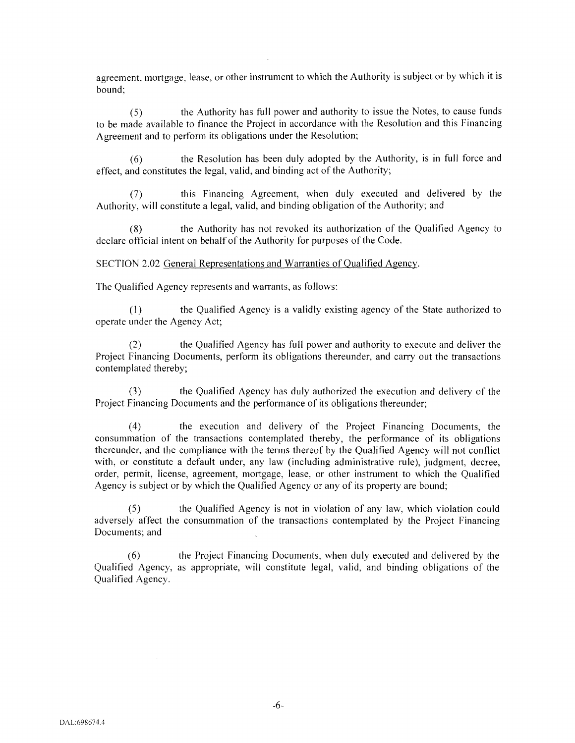agreement, mortgage, lease, or other instrument to which the Authority is subject or by which it is bound;

(5) the Authority has full power and authority to issue the Notes, to cause funds to be made available to finance the Project in accordance with the Resolution and this Financing Agreement and to perform its obligations under the Resolution;

(6) the Resolution has been duly adopted by the Authority, is in full force and effect, and constitutes the legal, valid, and binding act of the Authority;

(7) this Financing Agreement, when duly executed and delivered by the Authority, will constitute a legal, valid, and binding obligation of the Authority; and

(8) the Authority has not revoked its authorization of the Qualified Agency to declare official intent on behalf of the Authority for purposes of the Code.

SECTION 2.02 <u>General Representations and Warranties of Qualified Agency</u>.

The Qualified Agency represents and warrants, as follows:

(1) the Qualified Agency is a validly existing agency of the State authorized to operate under the Agency Act;

(2) the Qualified Agency has full power and authority to execute and deliver the Project Financing Documents, perform its obligations thereunder, and carry out the transactions contemplated thereby;

(3) the Qualified Agency has duly authorized the execution and delivery of the Project Financing Documents and the performance of its obligations thereunder;

(4) the execution and delivery of the Project Financing Documents, the consummation of the transactions contemplated thereby, the performance of its obligations thereunder, and the compliance with the terms thereof by the Qualified Agency will not conflict with, or constitute a default under, any law (including administrative rule), judgment, decree, order, permit, license, agreement, mortgage, lease, or other instrument to which the Qualified Agency is subject or by which the Qualified Agency or any of its property are bound;

(5) the Qualified Agency is not in violation of any law, which violation could adversely affect the consummation of the transactions contemplated by the Project Financing Documents; and

(6) the Project Financing Documents, when duly executed and delivered by the Qualified Agency, as appropriate, will constitute legal, valid, and binding obligations of the Qualified Agency.

DAL:698674.4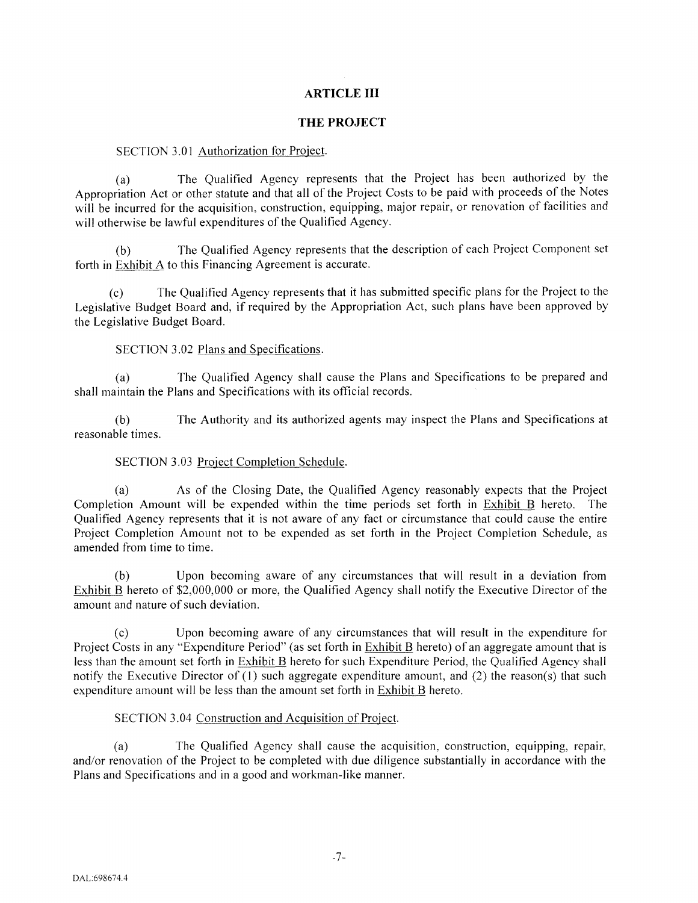## ARTICLE III

## THE PROJECT

SECTION 3.01 Authorization for Project.

(a) The Qualified Agency represents that the Project has been authorized by the Appropriation Act or other statute and that all of the Project Costs to be paid with proceeds of the Notes will be incurred for the acquisition, construction, equipping, major repair, or renovation of facilities and will otherwise be lawful expenditures of the Qualified Agency.

(b) The Qualified Agency represents that the description of each Project Component set forth in Exhibit A to this Financing Agreement is accurate.

(c) The Qualified Agency represents that it has submitted specific plans for the Project to the Legislative Budget Board and, if required by the Appropriation Act, such plans have been approved by the Legislative Budget Board.

SECTION 3.02 Plans and Specifications.

(a) The Qualified Agency shall cause the Plans and Specifications to be prepared and shall maintain the Plans and Specifications with its official records.

(b) The Authority and its authorized agents may inspect the Plans and Specifications at reasonable times.

SECTION 3.03 Project Completion Schedule.

(a) As of the Closing Date, the Qualified Agency reasonably expects that the Project Completion Amount will be expended within the time periods set forth in Exhibit B hereto. The Qualified Agency represents that it is not aware of any fact or circumstance that could cause the entire Project Completion Amount not to be expended as set forth in the Project Completion Schedule, as amended from time to time.

(b) Upon becoming aware of any circumstances that will result in a deviation from Exhibit B hereto of $2,000,000 or more, the Qualified Agency shall notify the Executive Director of the amount and nature of such deviation.

(c) Upon becoming aware of any circumstances that will result in the expenditure for Project Costs in any "Expenditure Period" (as set forth in Exhibit B hereto) of an aggregate amount that is less than the amount set forth in Exhibit B hereto for such Expenditure Period, the Qualified Agency shall notify the Executive Director of (1) such aggregate expenditure amount, and (2) the reason(s) that such expenditure amount will be less than the amount set forth in Exhibit B hereto.

SECTION 3.04 Construction and Acquisition of Project.

(a) The Qualified Agency shall cause the acquisition, construction, equipping, repair, and/or renovation of the Project to be completed with due diligence substantially in accordance with the Plans and Specifications and in a good and workman-like manner.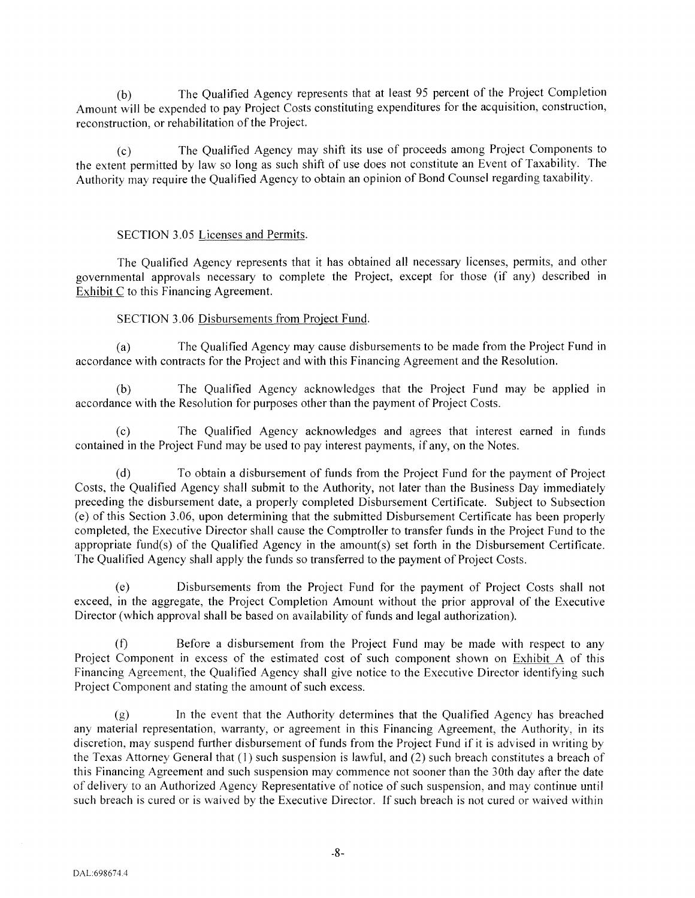(b) The Qualified Agency represents that at least 95 percent of the Project Completion Amount will be expended to pay Project Costs constituting expenditures for the acquisition, construction, reconstruction, or rehabilitation of the Project.

(c) The Qualified Agency may shift its use of proceeds among Project Components to the extent permitted by law so long as such shift of use does not constitute an Event of Taxability. The Authority may require the Qualified Agency to obtain an opinion of Bond Counsel regarding taxability.

SECTION 3.05 Licenses and Permits.

The Qualified Agency represents that it has obtained all necessary licenses, permits, and other governmental approvals necessary to complete the Project, except for those (if any) described in Exhibit C to this Financing Agreement.

SECTION 3.06 Disbursements from Project Fund.

(a) The Qualified Agency may cause disbursements to be made from the Project Fund in accordance with contracts for the Project and with this Financing Agreement and the Resolution.

(b) The Qualified Agency acknowledges that the Project Fund may be applied in accordance with the Resolution for purposes other than the payment of Project Costs.

(c) The Qualified Agency acknowledges and agrees that interest earned in funds contained in the Project Fund may be used to pay interest payments, if any, on the Notes.

(d) To obtain a disbursement of funds from the Project Fund for the payment of Project Costs, the Qualified Agency shall submit to the Authority, not later than the Business Day immediately preceding the disbursement date, a properly completed Disbursement Certificate. Subject to Subsection (e) of this Section 3.06, upon determining that the submitted Disbursement Certificate has been properly completed, the Executive Director shall cause the Comptroller to transfer funds in the Project Fund to the appropriate fund(s) of the Qualified Agency in the amount(s) set forth in the Disbursement Certificate. The Qualified Agency shall apply the funds so transferred to the payment of Project Costs.

(e) Disbursements from the Project Fund for the payment of Project Costs shall not exceed, in the aggregate, the Project Completion Amount without the prior approval of the Executive Director (which approval shall be based on availability of funds and legal authorization).

(f) Before a disbursement from the Project Fund may be made with respect to any Project Component in excess of the estimated cost of such component shown on Exhibit A of this Financing Agreement, the Qualified Agency shall give notice to the Executive Director identifying such Project Component and stating the amount of such excess.

(g) In the event that the Authority determines that the Qualified Agency has breached any material representation, warranty, or agreement in this Financing Agreement, the Authority, in its discretion, may suspend further disbursement of funds from the Project Fund if it is advised in writing by the Texas Attorney General that (1) such suspension is lawful, and (2) such breach constitutes a breach of this Financing Agreement and such suspension may commence not sooner than the 30th day after the date of delivery to an Authorized Agency Representative of notice of such suspension, and may continue until such breach is cured or is waived by the Executive Director. If such breach is not cured or waived within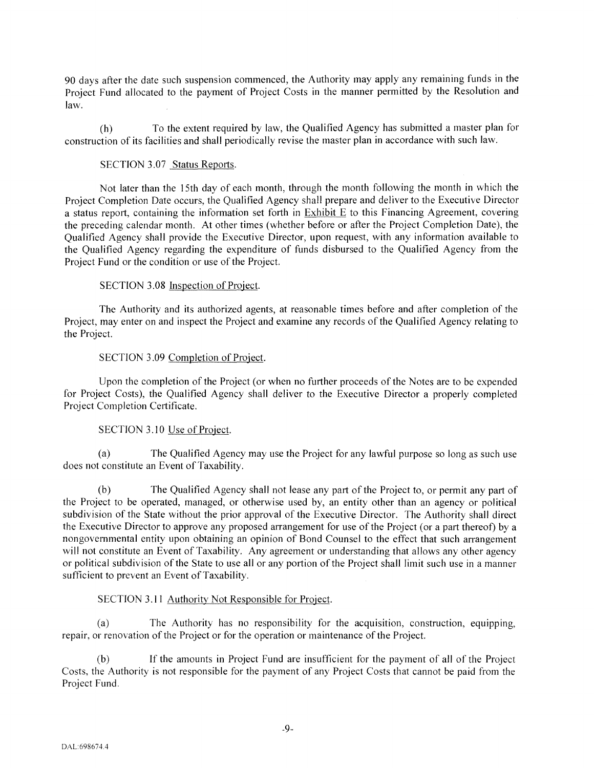90 days after the date such suspension commenced, the Authority may apply any remaining funds in the Project Fund allocated to the payment of Project Costs in the manner permitted by the Resolution and law.

(h) To the extent required by law, the Qualified Agency has submitted a master plan for construction of its facilities and shall periodically revise the master plan in accordance with such law.

SECTION 3.07 Status Reports.

Not later than the 15th day of each month, through the month following the month in which the Project Completion Date occurs, the Qualified Agency shall prepare and deliver to the Executive Director a status report, containing the information set forth in Exhibit E to this Financing Agreement, covering the preceding calendar month. At other times (whether before or after the Project Completion Date), the Qualified Agency shall provide the Executive Director, upon request, with any information available to the Qualified Agency regarding the expenditure of funds disbursed to the Qualified Agency from the Project Fund or the condition or use of the Project.

SECTION 3.08 Inspection of Project.

The Authority and its authorized agents, at reasonable times before and after completion of the Project, may enter on and inspect the Project and examine any records of the Qualified Agency relating to the Project.

SECTION 3.09 Completion of Project.

Upon the completion of the Project (or when no further proceeds of the Notes are to be expended for Project Costs), the Qualified Agency shall deliver to the Executive Director a properly completed Project Completion Certificate.

SECTION 3.10 Use of Project.

(a) The Qualified Agency may use the Project for any lawful purpose so long as such use does not constitute an Event of Taxability.

(b) The Qualified Agency shall not lease any part of the Project to, or permit any part of the Project to be operated, managed, or otherwise used by, an entity other than an agency or political subdivision of the State without the prior approval of the Executive Director. The Authority shall direct the Executive Director to approve any proposed arrangement for use of the Project (or a part thereof) by a nongovernmental entity upon obtaining an opinion of Bond Counsel to the effect that such arrangement will not constitute an Event of Taxability. Any agreement or understanding that allows any other agency or political subdivision of the State to use all or any portion of the Project shall limit such use in a manner sufficient to prevent an Event of Taxability.

SECTION 3.11 Authority Not Responsible for Project.

(a) The Authority has no responsibility for the acquisition, construction, equipping, repair, or renovation of the Project or for the operation or maintenance of the Project.

(b) If the amounts in Project Fund are insufficient for the payment of all of the Project Costs, the Authority is not responsible for the payment of any Project Costs that cannot be paid from the Project Fund.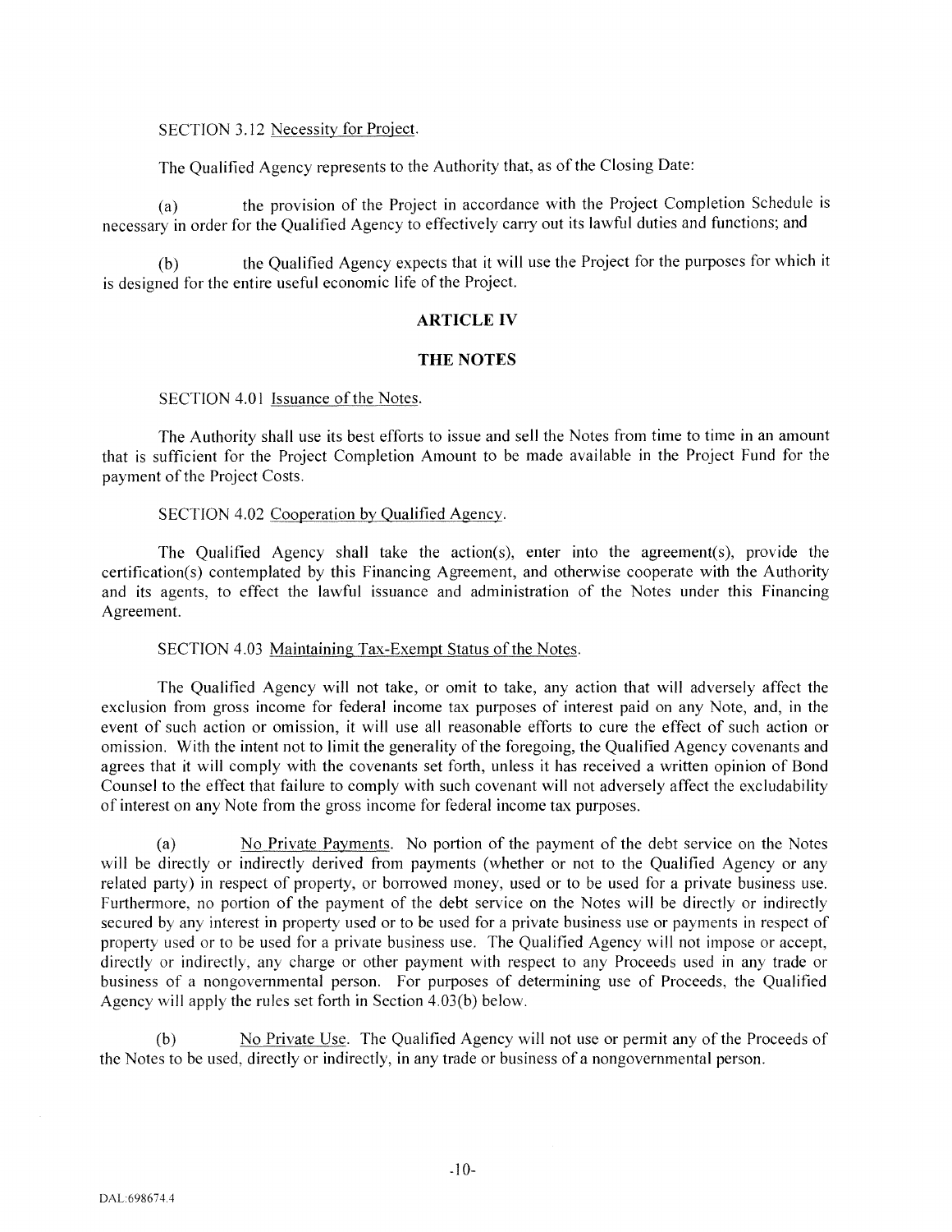SECTION 3.12 Necessity for Project.

The Qualified Agency represents to the Authority that, as of the Closing Date:

(a) the provision of the Project in accordance with the Project Completion Schedule is necessary in order for the Qualified Agency to effectively carry out its lawful duties and functions; and

(b) the Qualified Agency expects that it will use the Project for the purposes for which it is designed for the entire useful economic life of the Project.

## ARTICLE IV

## THE NOTES

SECTION 4.01 Issuance of the Notes.

The Authority shall use its best efforts to issue and sell the Notes from time to time in an amount that is sufficient for the Project Completion Amount to be made available in the Project Fund for the payment of the Project Costs.

SECTION 4.02 Cooperation by Qualified Agency.

The Qualified Agency shall take the action(s), enter into the agreement(s), provide the certification(s) contemplated by this Financing Agreement, and otherwise cooperate with the Authority and its agents, to effect the lawful issuance and administration of the Notes under this Financing Agreement.

SECTION 4.03 Maintaining Tax-Exempt Status of the Notes.

The Qualified Agency will not take, or omit to take, any action that will adversely affect the exclusion from gross income for federal income tax purposes of interest paid on any Note, and, in the event of such action or omission, it will use all reasonable efforts to cure the effect of such action or omission. With the intent not to limit the generality of the foregoing, the Qualified Agency covenants and agrees that it will comply with the covenants set forth, unless it has received a written opinion of Bond Counsel to the effect that failure to comply with such covenant will not adversely affect the excludability of interest on any Note from the gross income for federal income tax purposes.

(a) No Private Payments. No portion of the payment of the debt service on the Notes will be directly or indirectly derived from payments (whether or not to the Qualified Agency or any related party) in respect of property, or borrowed money, used or to be used for a private business use. Furthermore, no portion of the payment of the debt service on the Notes will be directly or indirectly secured by any interest in property used or to be used for a private business use or payments in respect of property used or to be used for a private business use. The Qualified Agency will not impose or accept, directly or indirectly, any charge or other payment with respect to any Proceeds used in any trade or business of a nongovernmental person. For purposes of determining use of Proceeds, the Qualified Agency will apply the rules set forth in Section 4.03(b) below.

(b) No Private Use. The Qualified Agency will not use or permit any of the Proceeds of the Notes to be used, directly or indirectly, in any trade or business of a nongovernmental person.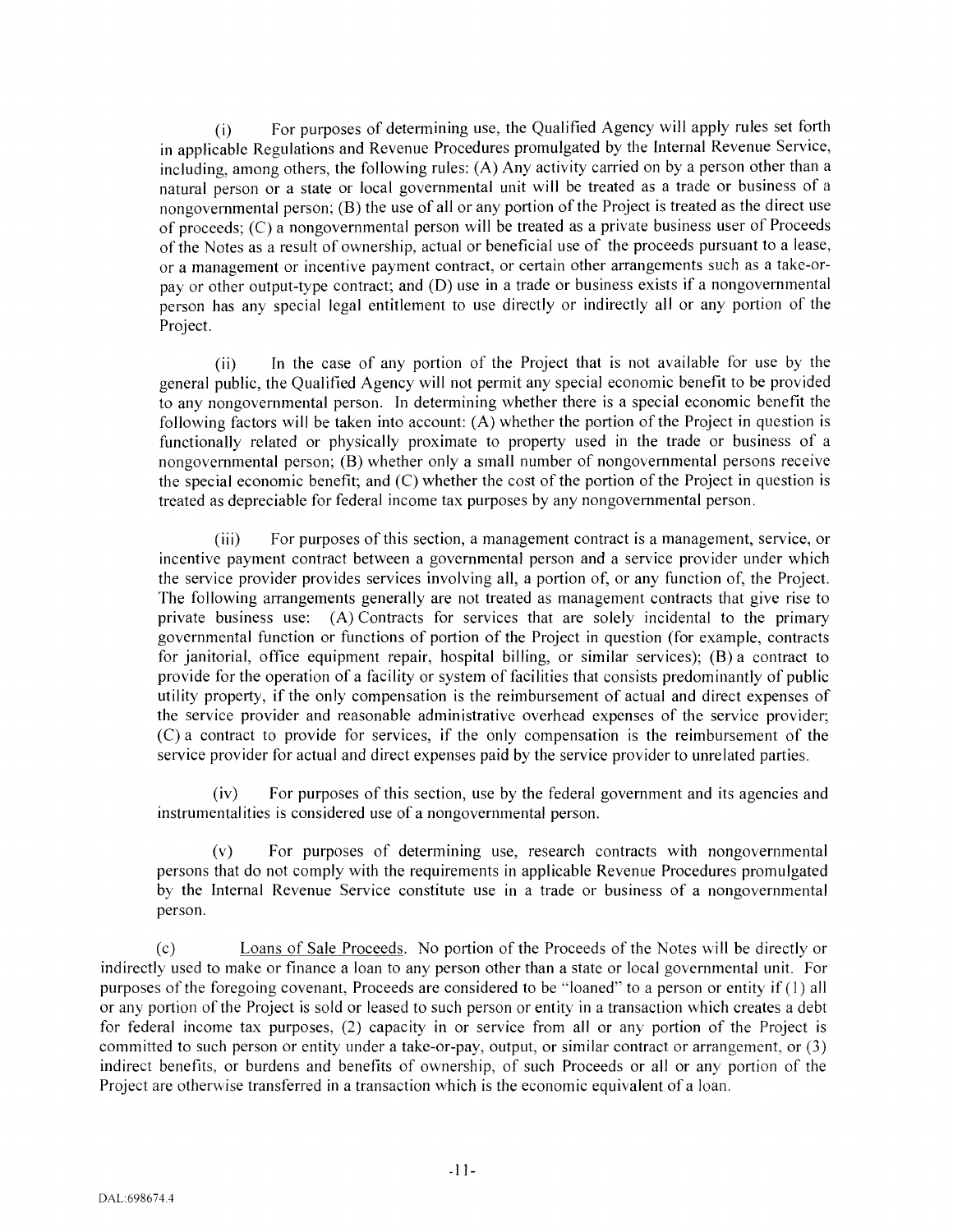(i) For purposes of determining use, the Qualified Agency will apply rules set forth in applicable Regulations and Revenue Procedures promulgated by the Internal Revenue Service, including, among others, the following rules: (A) Any activity carried on by a person other than a natural person or a state or local governmental unit will be treated as a trade or business of a nongovernmental person; (B) the use of all or any portion of the Project is treated as the direct use of proceeds; (C) a nongovernmental person will be treated as a private business user of Proceeds of the Notes as a result of ownership, actual or beneficial use of the proceeds pursuant to a lease, or a management or incentive payment contract, or certain other arrangements such as a take-or-pay or other output-type contract; and (D) use in a trade or business exists if a nongovernmental person has any special legal entitlement to use directly or indirectly all or any portion of the Project.

(ii) In the case of any portion of the Project that is not available for use by the general public, the Qualified Agency will not permit any special economic benefit to be provided to any nongovernmental person. In determining whether there is a special economic benefit the following factors will be taken into account: (A) whether the portion of the Project in question is functionally related or physically proximate to property used in the trade or business of a nongovernmental person; (B) whether only a small number of nongovernmental persons receive the special economic benefit; and (C) whether the cost of the portion of the Project in question is treated as depreciable for federal income tax purposes by any nongovernmental person.

(iii) For purposes of this section, a management contract is a management, service, or incentive payment contract between a governmental person and a service provider under which the service provider provides services involving all, a portion of, or any function of, the Project. The following arrangements generally are not treated as management contracts that give rise to private business use: (A) Contracts for services that are solely incidental to the primary governmental function or functions of portion of the Project in question (for example, contracts for janitorial, office equipment repair, hospital billing, or similar services); (B) a contract to provide for the operation of a facility or system of facilities that consists predominantly of public utility property, if the only compensation is the reimbursement of actual and direct expenses of the service provider and reasonable administrative overhead expenses of the service provider; (C) a contract to provide for services, if the only compensation is the reimbursement of the service provider for actual and direct expenses paid by the service provider to unrelated parties.

(iv) For purposes of this section, use by the federal government and its agencies and instrumentalities is considered use of a nongovernmental person.

(v) For purposes of determining use, research contracts with nongovernmental persons that do not comply with the requirements in applicable Revenue Procedures promulgated by the Internal Revenue Service constitute use in a trade or business of a nongovernmental person.

(c) Loans of Sale Proceeds. No portion of the Proceeds of the Notes will be directly or indirectly used to make or finance a loan to any person other than a state or local governmental unit. For purposes of the foregoing covenant, Proceeds are considered to be "loaned" to a person or entity if (1) all or any portion of the Project is sold or leased to such person or entity in a transaction which creates a debt for federal income tax purposes, (2) capacity in or service from all or any portion of the Project is committed to such person or entity under a take-or-pay, output, or similar contract or arrangement, or (3) indirect benefits, or burdens and benefits of ownership, of such Proceeds or all or any portion of the Project are otherwise transferred in a transaction which is the economic equivalent of a loan.

DAL:698674.4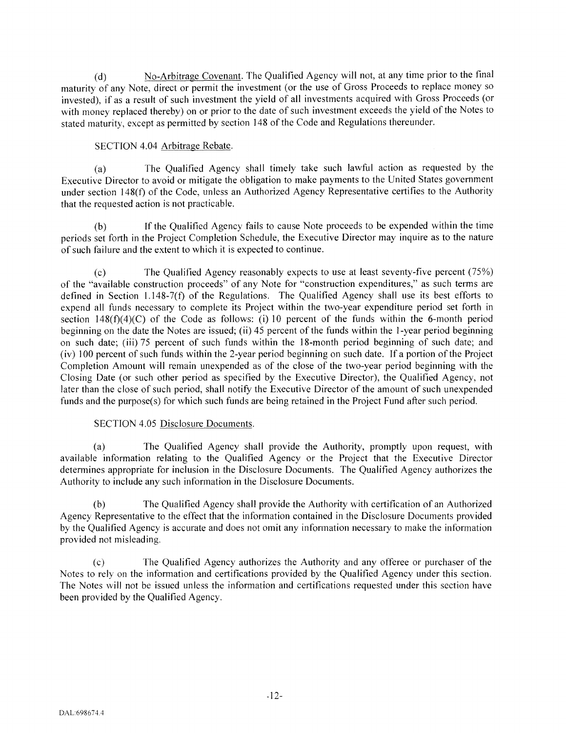(d) <u>No-Arbitrage Covenant</u>. The Qualified Agency will not, at any time prior to the final maturity of any Note, direct or permit the investment (or the use of Gross Proceeds to replace money so invested), if as a result of such investment the yield of all investments acquired with Gross Proceeds (or with money replaced thereby) on or prior to the date of such investment exceeds the yield of the Notes to stated maturity, except as permitted by section 148 of the Code and Regulations thereunder.

SECTION 4.04 <u>Arbitrage Rebate</u>.

(a) The Qualified Agency shall timely take such lawful action as requested by the Executive Director to avoid or mitigate the obligation to make payments to the United States government under section 148(f) of the Code, unless an Authorized Agency Representative certifies to the Authority that the requested action is not practicable.

(b) If the Qualified Agency fails to cause Note proceeds to be expended within the time periods set forth in the Project Completion Schedule, the Executive Director may inquire as to the nature of such failure and the extent to which it is expected to continue.

(c) The Qualified Agency reasonably expects to use at least seventy-five percent (75%) of the "available construction proceeds" of any Note for "construction expenditures," as such terms are defined in Section 1.148-7(f) of the Regulations. The Qualified Agency shall use its best efforts to expend all funds necessary to complete its Project within the two-year expenditure period set forth in section 148(f)(4)(C) of the Code as follows: (i) 10 percent of the funds within the 6-month period beginning on the date the Notes are issued; (ii) 45 percent of the funds within the 1-year period beginning on such date; (iii) 75 percent of such funds within the 18-month period beginning of such date; and (iv) 100 percent of such funds within the 2-year period beginning on such date. If a portion of the Project Completion Amount will remain unexpended as of the close of the two-year period beginning with the Closing Date (or such other period as specified by the Executive Director), the Qualified Agency, not later than the close of such period, shall notify the Executive Director of the amount of such unexpended funds and the purpose(s) for which such funds are being retained in the Project Fund after such period.

SECTION 4.05 <u>Disclosure Documents</u>.

(a) The Qualified Agency shall provide the Authority, promptly upon request, with available information relating to the Qualified Agency or the Project that the Executive Director determines appropriate for inclusion in the Disclosure Documents. The Qualified Agency authorizes the Authority to include any such information in the Disclosure Documents.

(b) The Qualified Agency shall provide the Authority with certification of an Authorized Agency Representative to the effect that the information contained in the Disclosure Documents provided by the Qualified Agency is accurate and does not omit any information necessary to make the information provided not misleading.

(c) The Qualified Agency authorizes the Authority and any offeree or purchaser of the Notes to rely on the information and certifications provided by the Qualified Agency under this section. The Notes will not be issued unless the information and certifications requested under this section have been provided by the Qualified Agency.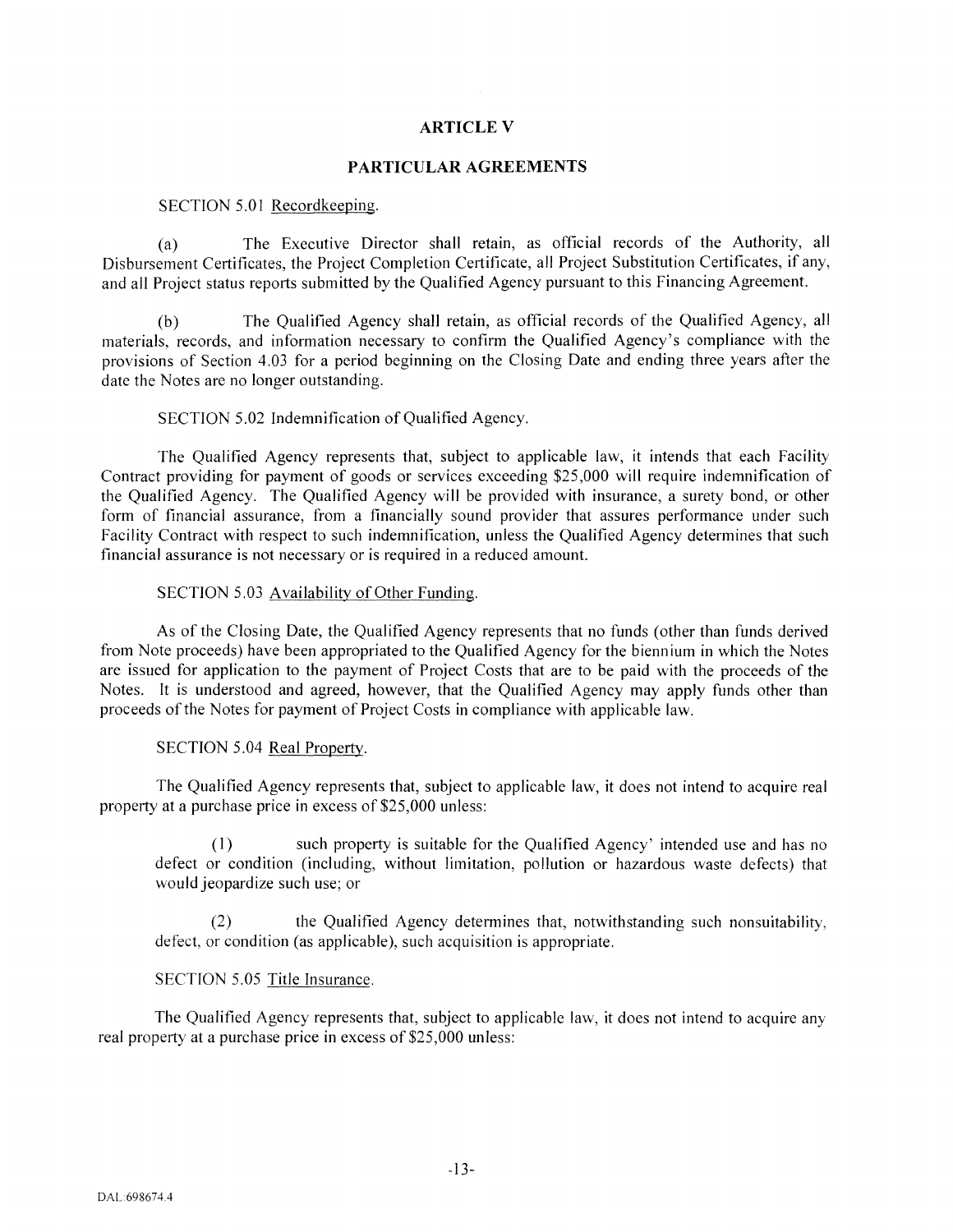## ARTICLE V

## PARTICULAR AGREEMENTS

SECTION 5.01 Recordkeeping.

(a) The Executive Director shall retain, as official records of the Authority, all Disbursement Certificates, the Project Completion Certificate, all Project Substitution Certificates, if any, and all Project status reports submitted by the Qualified Agency pursuant to this Financing Agreement.

(b) The Qualified Agency shall retain, as official records of the Qualified Agency, all materials, records, and information necessary to confirm the Qualified Agency's compliance with the provisions of Section 4.03 for a period beginning on the Closing Date and ending three years after the date the Notes are no longer outstanding.

SECTION 5.02 Indemnification of Qualified Agency.

The Qualified Agency represents that, subject to applicable law, it intends that each Facility Contract providing for payment of goods or services exceeding $25,000 will require indemnification of the Qualified Agency. The Qualified Agency will be provided with insurance, a surety bond, or other form of financial assurance, from a financially sound provider that assures performance under such Facility Contract with respect to such indemnification, unless the Qualified Agency determines that such financial assurance is not necessary or is required in a reduced amount.

SECTION 5.03 Availability of Other Funding.

As of the Closing Date, the Qualified Agency represents that no funds (other than funds derived from Note proceeds) have been appropriated to the Qualified Agency for the biennium in which the Notes are issued for application to the payment of Project Costs that are to be paid with the proceeds of the Notes. It is understood and agreed, however, that the Qualified Agency may apply funds other than proceeds of the Notes for payment of Project Costs in compliance with applicable law.

SECTION 5.04 Real Property.

The Qualified Agency represents that, subject to applicable law, it does not intend to acquire real property at a purchase price in excess of $25,000 unless:

(1) such property is suitable for the Qualified Agency' intended use and has no defect or condition (including, without limitation, pollution or hazardous waste defects) that would jeopardize such use; or

(2) the Qualified Agency determines that, notwithstanding such nonsuitability, defect, or condition (as applicable), such acquisition is appropriate.

SECTION 5.05 Title Insurance.

The Qualified Agency represents that, subject to applicable law, it does not intend to acquire any real property at a purchase price in excess of $25,000 unless: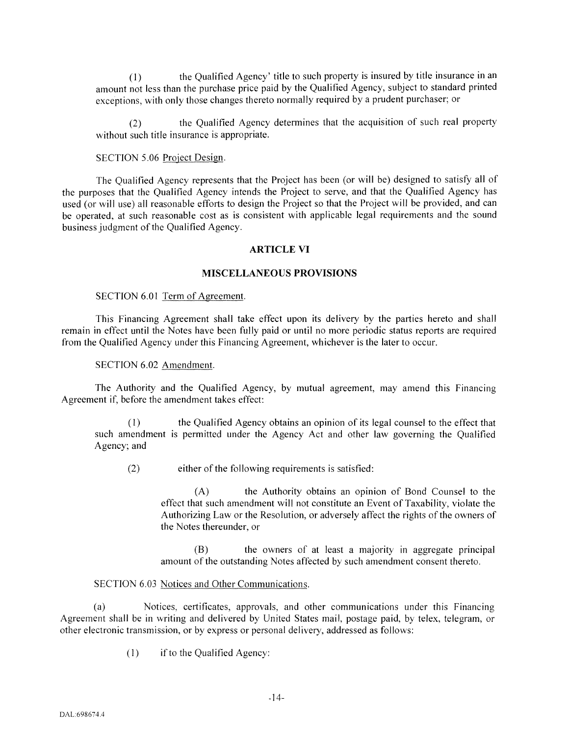(1) the Qualified Agency' title to such property is insured by title insurance in an amount not less than the purchase price paid by the Qualified Agency, subject to standard printed exceptions, with only those changes thereto normally required by a prudent purchaser; or

(2) the Qualified Agency determines that the acquisition of such real property without such title insurance is appropriate.

SECTION 5.06 Project Design.

The Qualified Agency represents that the Project has been (or will be) designed to satisfy all of the purposes that the Qualified Agency intends the Project to serve, and that the Qualified Agency has used (or will use) all reasonable efforts to design the Project so that the Project will be provided, and can be operated, at such reasonable cost as is consistent with applicable legal requirements and the sound business judgment of the Qualified Agency.

## ARTICLE VI

## MISCELLANEOUS PROVISIONS

SECTION 6.01 Term of Agreement.

This Financing Agreement shall take effect upon its delivery by the parties hereto and shall remain in effect until the Notes have been fully paid or until no more periodic status reports are required from the Qualified Agency under this Financing Agreement, whichever is the later to occur.

SECTION 6.02 Amendment.

The Authority and the Qualified Agency, by mutual agreement, may amend this Financing Agreement if, before the amendment takes effect:

(1) the Qualified Agency obtains an opinion of its legal counsel to the effect that such amendment is permitted under the Agency Act and other law governing the Qualified Agency; and

(2) either of the following requirements is satisfied:

(A) the Authority obtains an opinion of Bond Counsel to the effect that such amendment will not constitute an Event of Taxability, violate the Authorizing Law or the Resolution, or adversely affect the rights of the owners of the Notes thereunder, or

(B) the owners of at least a majority in aggregate principal amount of the outstanding Notes affected by such amendment consent thereto.

SECTION 6.03 Notices and Other Communications.

(a) Notices, certificates, approvals, and other communications under this Financing Agreement shall be in writing and delivered by United States mail, postage paid, by telex, telegram, or other electronic transmission, or by express or personal delivery, addressed as follows:

(1) if to the Qualified Agency: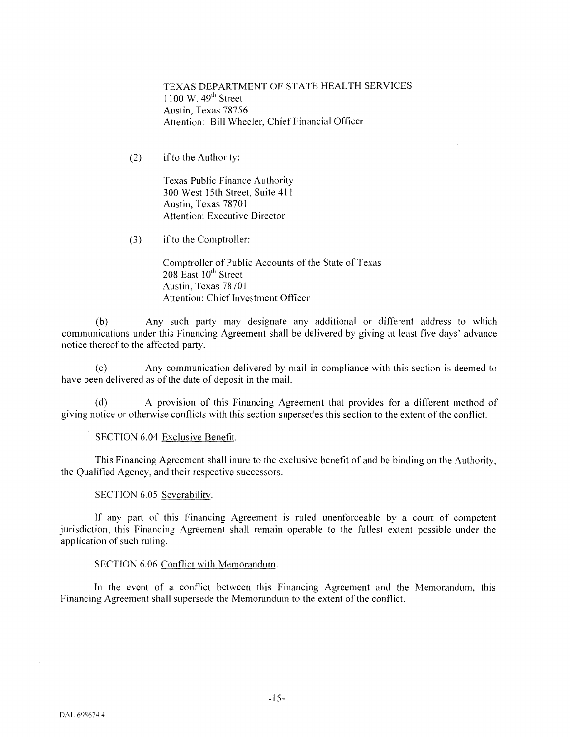TEXAS DEPARTMENT OF STATE HEALTH SERVICES
1100 W. 49th Street
Austin, Texas 78756
Attention: Bill Wheeler, Chief Financial Officer

(2) if to the Authority:

Texas Public Finance Authority
300 West 15th Street, Suite 411
Austin, Texas 78701
Attention: Executive Director

(3) if to the Comptroller:

Comptroller of Public Accounts of the State of Texas
208 East 10th Street
Austin, Texas 78701
Attention: Chief Investment Officer

(b) Any such party may designate any additional or different address to which communications under this Financing Agreement shall be delivered by giving at least five days' advance notice thereof to the affected party.

(c) Any communication delivered by mail in compliance with this section is deemed to have been delivered as of the date of deposit in the mail.

(d) A provision of this Financing Agreement that provides for a different method of giving notice or otherwise conflicts with this section supersedes this section to the extent of the conflict.

SECTION 6.04 Exclusive Benefit.

This Financing Agreement shall inure to the exclusive benefit of and be binding on the Authority, the Qualified Agency, and their respective successors.

SECTION 6.05 Severability.

If any part of this Financing Agreement is ruled unenforceable by a court of competent jurisdiction, this Financing Agreement shall remain operable to the fullest extent possible under the application of such ruling.

SECTION 6.06 Conflict with Memorandum.

In the event of a conflict between this Financing Agreement and the Memorandum, this Financing Agreement shall supersede the Memorandum to the extent of the conflict.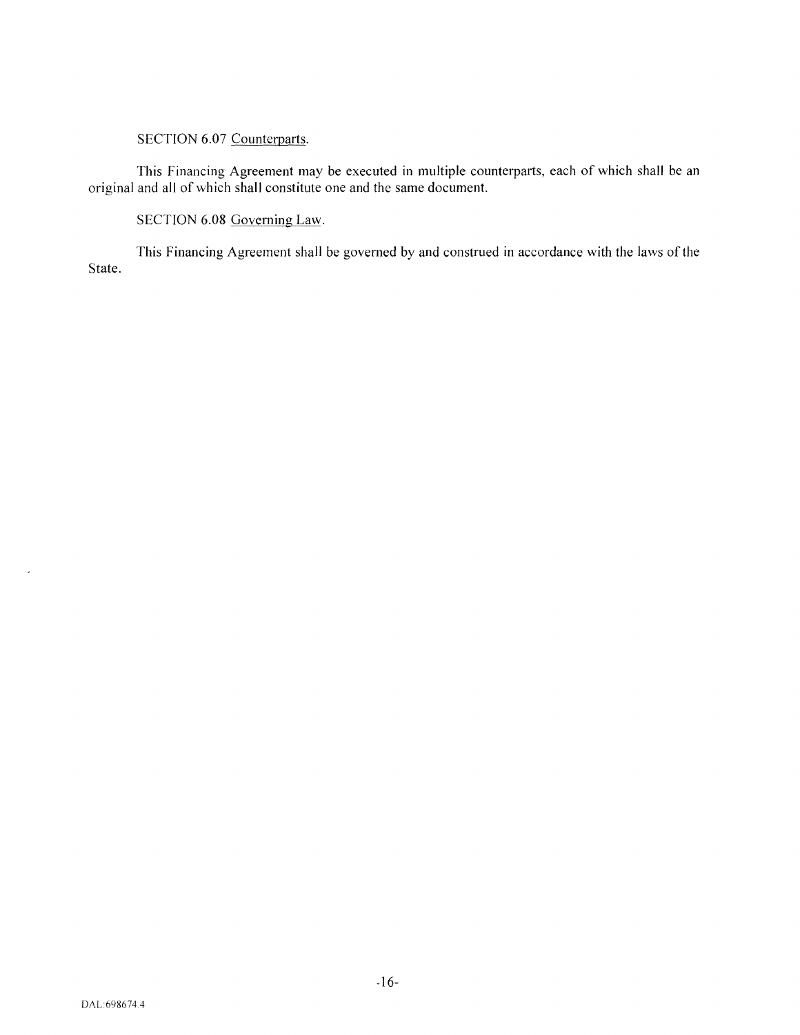SECTION 6.07 Counterparts.

This Financing Agreement may be executed in multiple counterparts, each of which shall be an original and all of which shall constitute one and the same document.

SECTION 6.08 Governing Law.

This Financing Agreement shall be governed by and construed in accordance with the laws of the State.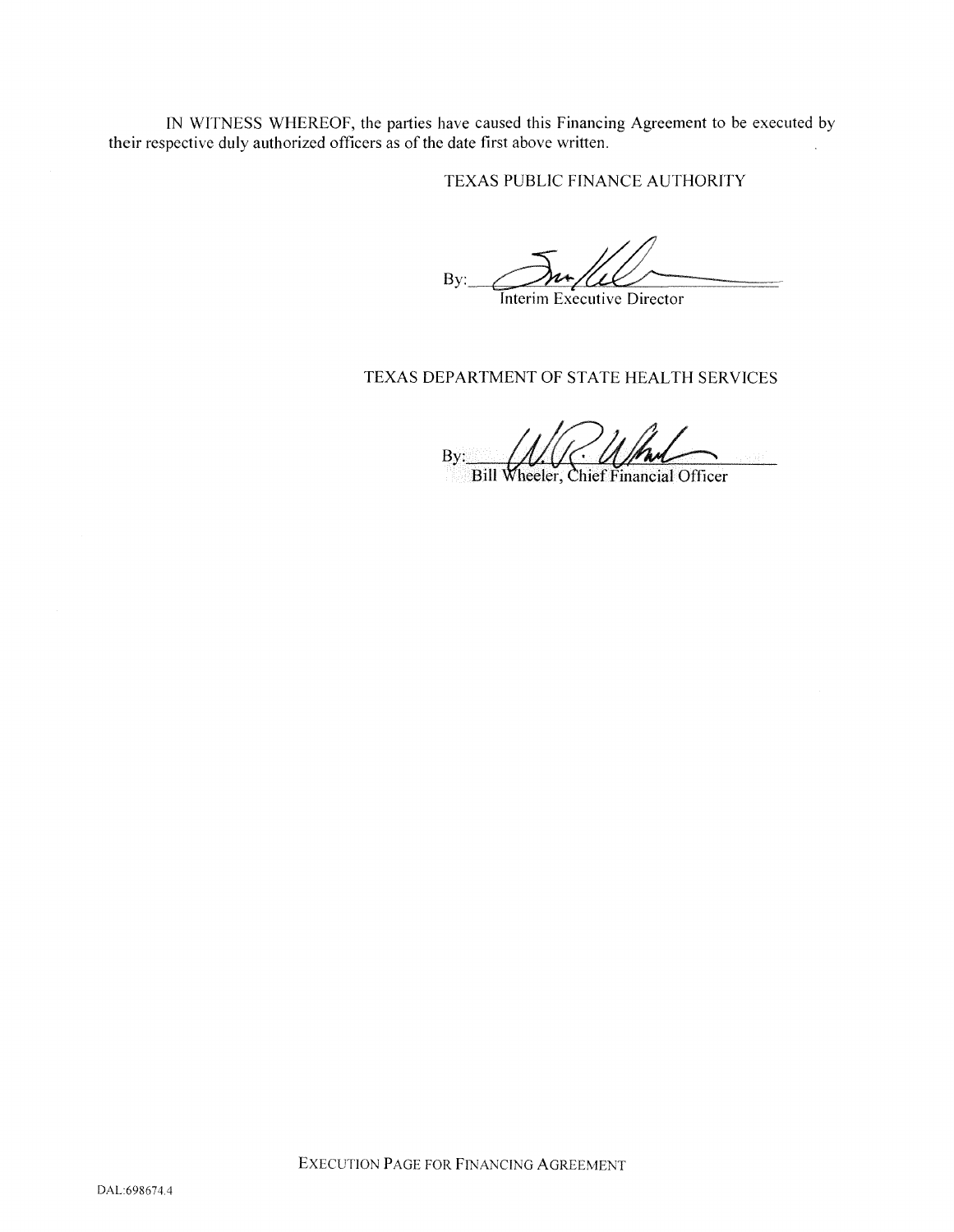IN WITNESS WHEREOF, the parties have caused this Financing Agreement to be executed by their respective duly authorized officers as of the date first above written.

TEXAS PUBLIC FINANCE AUTHORITY

By: ______________________
Interim Executive Director

TEXAS DEPARTMENT OF STATE HEALTH SERVICES

By: ______________________
Bill Wheeler, Chief Financial Officer

EXECUTION PAGE FOR FINANCING AGREEMENT

DAL:698674.4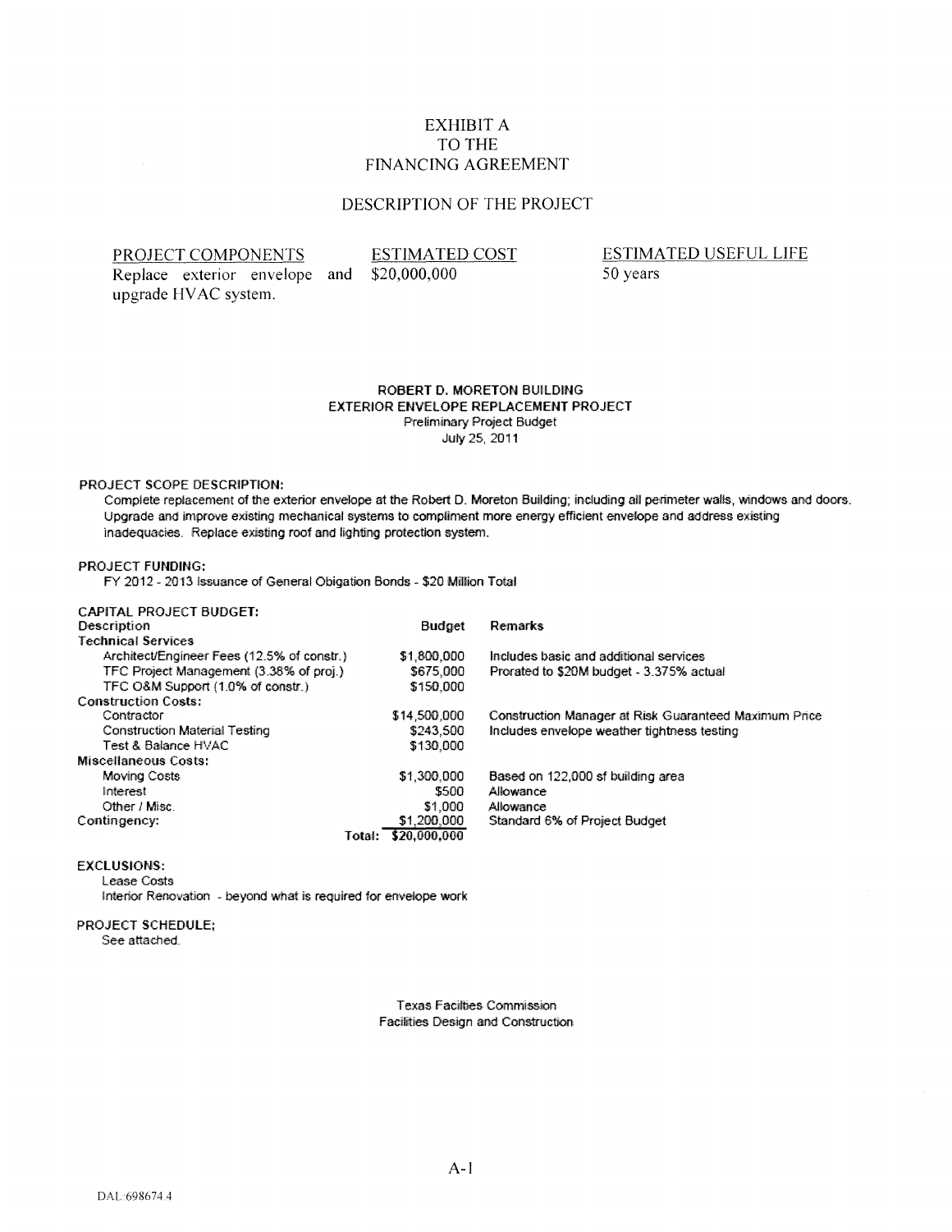# EXHIBIT A
# TO THE
# FINANCING AGREEMENT

## DESCRIPTION OF THE PROJECT

| PROJECT COMPONENTS | ESTIMATED COST | ESTIMATED USEFUL LIFE |
| --- | --- | --- |
| Replace exterior envelope and upgrade HVAC system. | $20,000,000 | 50 years |

**ROBERT D. MORETON BUILDING**
**EXTERIOR ENVELOPE REPLACEMENT PROJECT**
Preliminary Project Budget
July 25, 2011

**PROJECT SCOPE DESCRIPTION:**

Complete replacement of the exterior envelope at the Robert D. Moreton Building; including all perimeter walls, windows and doors. Upgrade and improve existing mechanical systems to compliment more energy efficient envelope and address existing inadequacies. Replace existing roof and lighting protection system.

**PROJECT FUNDING:**

FY 2012 - 2013 Issuance of General Obigation Bonds - $20 Million Total

**CAPITAL PROJECT BUDGET:**

| Description | Budget | Remarks |
| --- | --- | --- |
| **Technical Services** | | |
| Architect/Engineer Fees (12.5% of constr.) | $1,800,000 | Includes basic and additional services |
| TFC Project Management (3.38% of proj.) | $675,000 | Prorated to $20M budget - 3.375% actual |
| TFC O&M Support (1.0% of constr.) | $150,000 | |
| **Construction Costs:** | | |
| Contractor | $14,500,000 | Construction Manager at Risk Guaranteed Maximum Price |
| Construction Material Testing | $243,500 | Includes envelope weather tightness testing |
| Test & Balance HVAC | $130,000 | |
| **Miscellaneous Costs:** | | |
| Moving Costs | $1,300,000 | Based on 122,000 sf building area |
| Interest | $500 | Allowance |
| Other / Misc. | $1,000 | Allowance |
| **Contingency:** | $1,200,000 | Standard 6% of Project Budget |
| Total: | $20,000,000 | |

**EXCLUSIONS:**

Lease Costs
Interior Renovation - beyond what is required for envelope work

**PROJECT SCHEDULE;**

See attached.

Texas Facilties Commission
Facilities Design and Construction

A-1

DAL:698674.4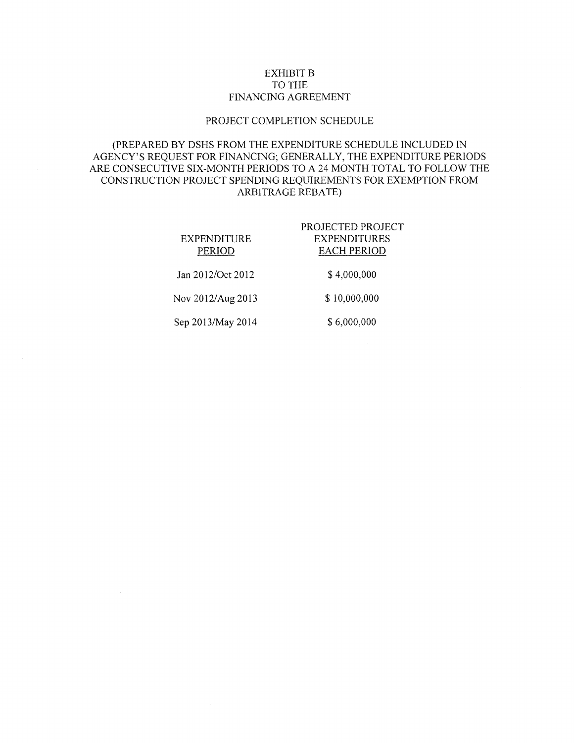# EXHIBIT B
# TO THE
# FINANCING AGREEMENT

## PROJECT COMPLETION SCHEDULE

(PREPARED BY DSHS FROM THE EXPENDITURE SCHEDULE INCLUDED IN AGENCY'S REQUEST FOR FINANCING; GENERALLY, THE EXPENDITURE PERIODS ARE CONSECUTIVE SIX-MONTH PERIODS TO A 24 MONTH TOTAL TO FOLLOW THE CONSTRUCTION PROJECT SPENDING REQUIREMENTS FOR EXEMPTION FROM ARBITRAGE REBATE)

| EXPENDITURE PERIOD | PROJECTED PROJECT EXPENDITURES EACH PERIOD |
| --- | --- |
| Jan 2012/Oct 2012 | $ 4,000,000 |
| Nov 2012/Aug 2013 | $ 10,000,000 |
| Sep 2013/May 2014 | $ 6,000,000 |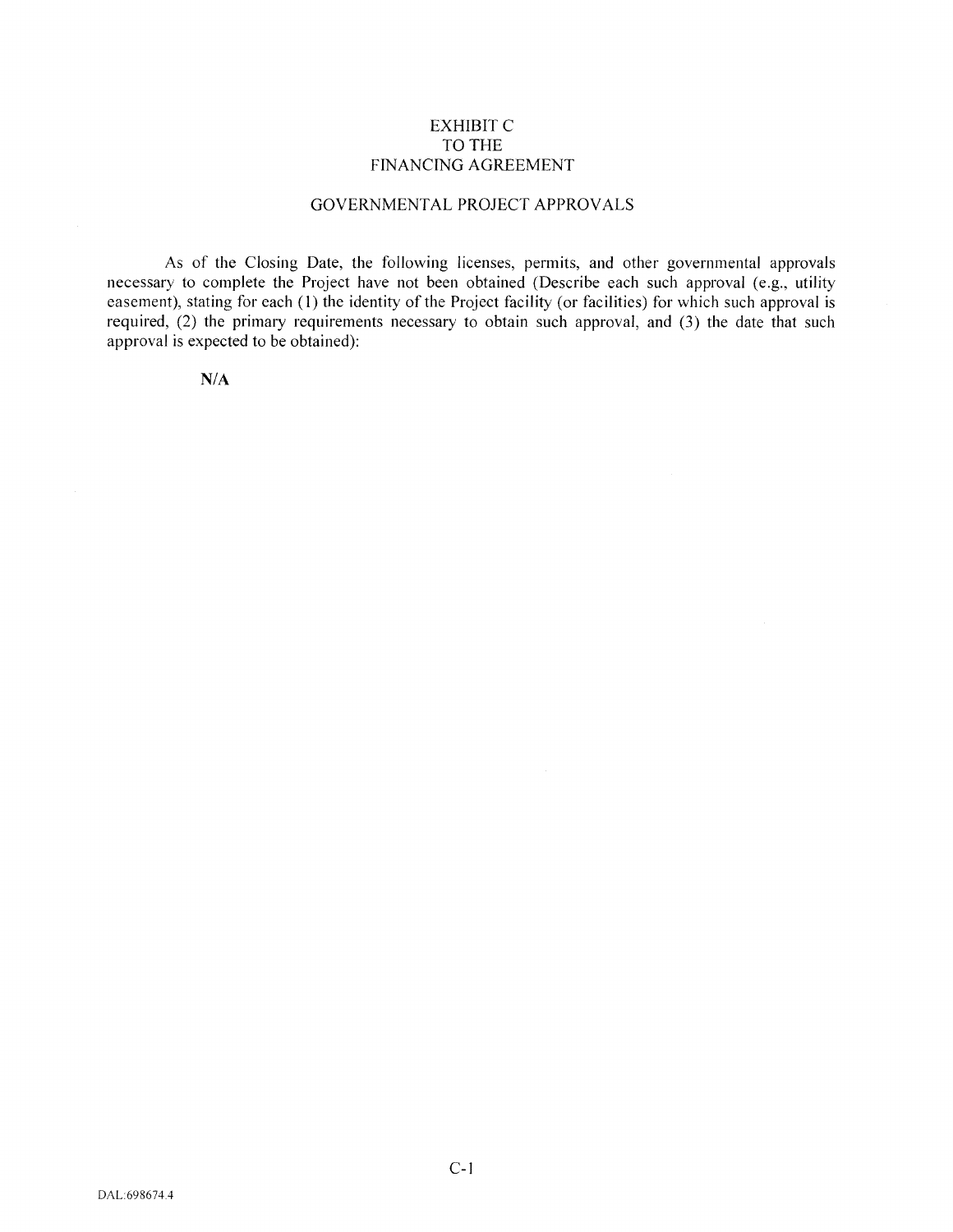# EXHIBIT C
# TO THE
# FINANCING AGREEMENT

## GOVERNMENTAL PROJECT APPROVALS

As of the Closing Date, the following licenses, permits, and other governmental approvals necessary to complete the Project have not been obtained (Describe each such approval (e.g., utility easement), stating for each (1) the identity of the Project facility (or facilities) for which such approval is required, (2) the primary requirements necessary to obtain such approval, and (3) the date that such approval is expected to be obtained):

**N/A**

DAL:698674.4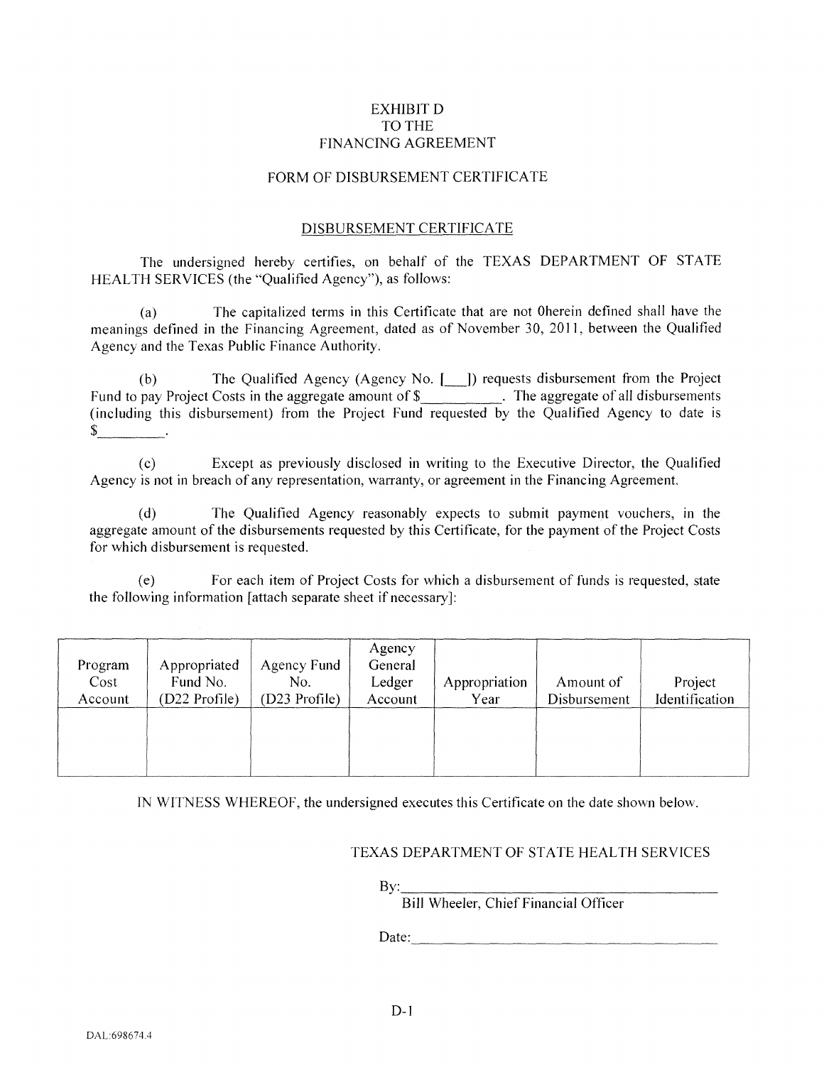EXHIBIT D
TO THE
FINANCING AGREEMENT

FORM OF DISBURSEMENT CERTIFICATE

DISBURSEMENT CERTIFICATE

The undersigned hereby certifies, on behalf of the TEXAS DEPARTMENT OF STATE HEALTH SERVICES (the "Qualified Agency"), as follows:

(a) The capitalized terms in this Certificate that are not 0herein defined shall have the meanings defined in the Financing Agreement, dated as of November 30, 2011, between the Qualified Agency and the Texas Public Finance Authority.

(b) The Qualified Agency (Agency No. [___]) requests disbursement from the Project Fund to pay Project Costs in the aggregate amount of $__________. The aggregate of all disbursements (including this disbursement) from the Project Fund requested by the Qualified Agency to date is $_________.

(c) Except as previously disclosed in writing to the Executive Director, the Qualified Agency is not in breach of any representation, warranty, or agreement in the Financing Agreement.

(d) The Qualified Agency reasonably expects to submit payment vouchers, in the aggregate amount of the disbursements requested by this Certificate, for the payment of the Project Costs for which disbursement is requested.

(e) For each item of Project Costs for which a disbursement of funds is requested, state the following information [attach separate sheet if necessary]:

| Program Cost Account | Appropriated Fund No. (D22 Profile) | Agency Fund No. (D23 Profile) | Agency General Ledger Account | Appropriation Year | Amount of Disbursement | Project Identification |
|---|---|---|---|---|---|---|
| | | | | | | |

IN WITNESS WHEREOF, the undersigned executes this Certificate on the date shown below.

TEXAS DEPARTMENT OF STATE HEALTH SERVICES

By:_________________________________________
Bill Wheeler, Chief Financial Officer

Date:_______________________________________

DAL:698674.4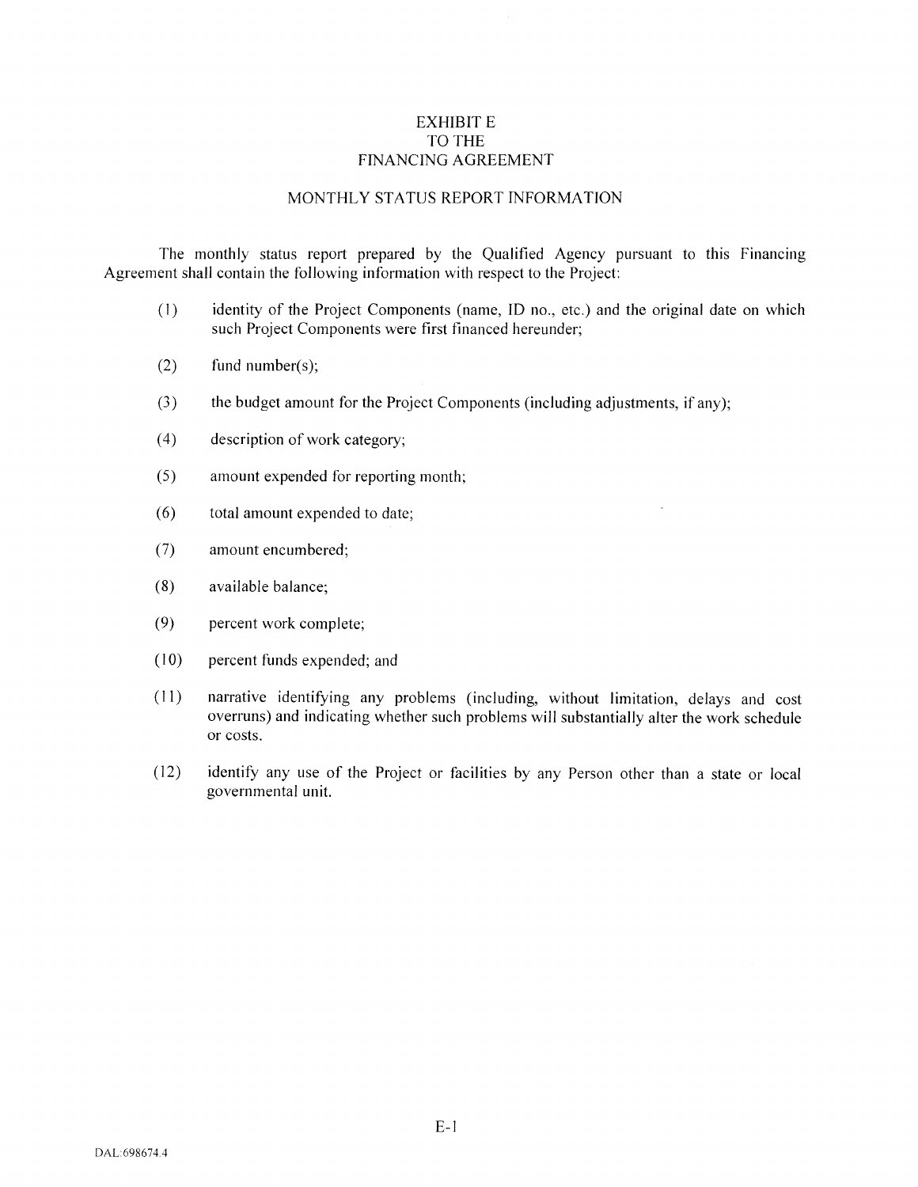# EXHIBIT E
# TO THE
# FINANCING AGREEMENT

## MONTHLY STATUS REPORT INFORMATION

The monthly status report prepared by the Qualified Agency pursuant to this Financing Agreement shall contain the following information with respect to the Project:

(1) identity of the Project Components (name, ID no., etc.) and the original date on which such Project Components were first financed hereunder;

(2) fund number(s);

(3) the budget amount for the Project Components (including adjustments, if any);

(4) description of work category;

(5) amount expended for reporting month;

(6) total amount expended to date;

(7) amount encumbered;

(8) available balance;

(9) percent work complete;

(10) percent funds expended; and

(11) narrative identifying any problems (including, without limitation, delays and cost overruns) and indicating whether such problems will substantially alter the work schedule or costs.

(12) identify any use of the Project or facilities by any Person other than a state or local governmental unit.

DAL:698674.4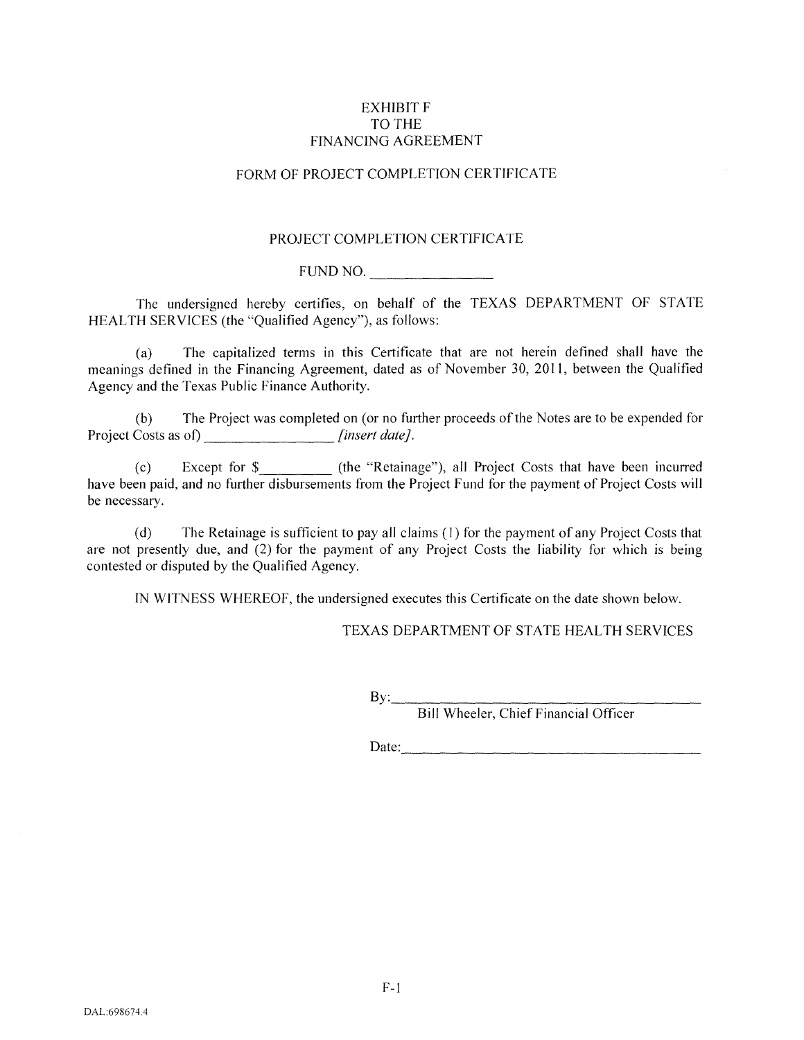# EXHIBIT F
# TO THE
# FINANCING AGREEMENT

## FORM OF PROJECT COMPLETION CERTIFICATE

### PROJECT COMPLETION CERTIFICATE

FUND NO. ________________

The undersigned hereby certifies, on behalf of the TEXAS DEPARTMENT OF STATE HEALTH SERVICES (the "Qualified Agency"), as follows:

(a) The capitalized terms in this Certificate that are not herein defined shall have the meanings defined in the Financing Agreement, dated as of November 30, 2011, between the Qualified Agency and the Texas Public Finance Authority.

(b) The Project was completed on (or no further proceeds of the Notes are to be expended for Project Costs as of) ________________ *[insert date]*.

(c) Except for $_________ (the "Retainage"), all Project Costs that have been incurred have been paid, and no further disbursements from the Project Fund for the payment of Project Costs will be necessary.

(d) The Retainage is sufficient to pay all claims (1) for the payment of any Project Costs that are not presently due, and (2) for the payment of any Project Costs the liability for which is being contested or disputed by the Qualified Agency.

IN WITNESS WHEREOF, the undersigned executes this Certificate on the date shown below.

TEXAS DEPARTMENT OF STATE HEALTH SERVICES

By:________________________________________
Bill Wheeler, Chief Financial Officer

Date:_______________________________________

DAL:698674.4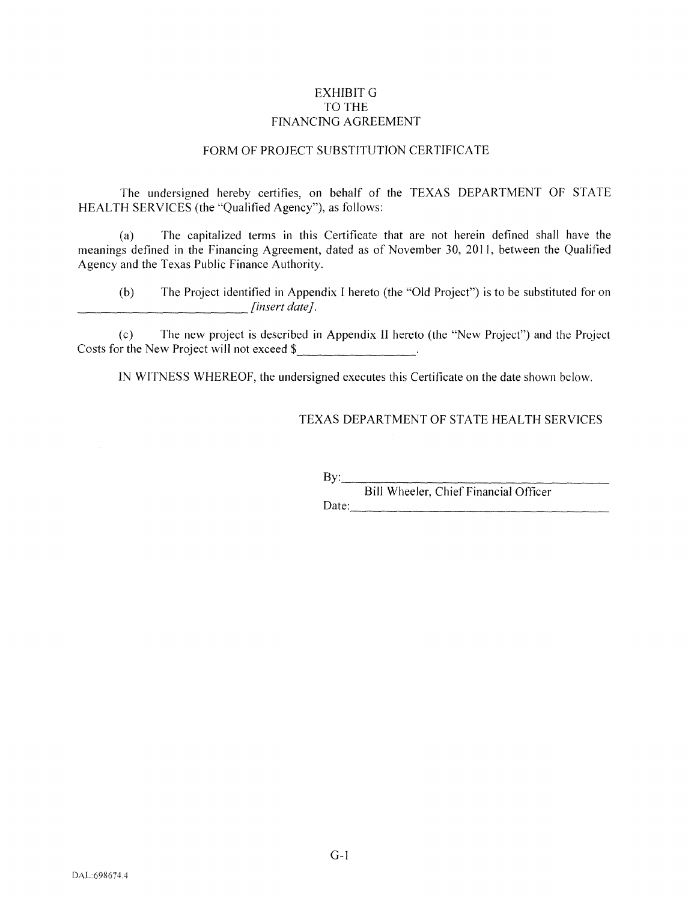# EXHIBIT G
# TO THE
# FINANCING AGREEMENT

## FORM OF PROJECT SUBSTITUTION CERTIFICATE

The undersigned hereby certifies, on behalf of the TEXAS DEPARTMENT OF STATE HEALTH SERVICES (the "Qualified Agency"), as follows:

(a) The capitalized terms in this Certificate that are not herein defined shall have the meanings defined in the Financing Agreement, dated as of November 30, 2011, between the Qualified Agency and the Texas Public Finance Authority.

(b) The Project identified in Appendix I hereto (the "Old Project") is to be substituted for on ____________________________ *[insert date]*.

(c) The new project is described in Appendix II hereto (the "New Project") and the Project Costs for the New Project will not exceed $____________________.

IN WITNESS WHEREOF, the undersigned executes this Certificate on the date shown below.

TEXAS DEPARTMENT OF STATE HEALTH SERVICES

By:_______________________________________
Bill Wheeler, Chief Financial Officer

Date:_____________________________________

DAL:698674.4